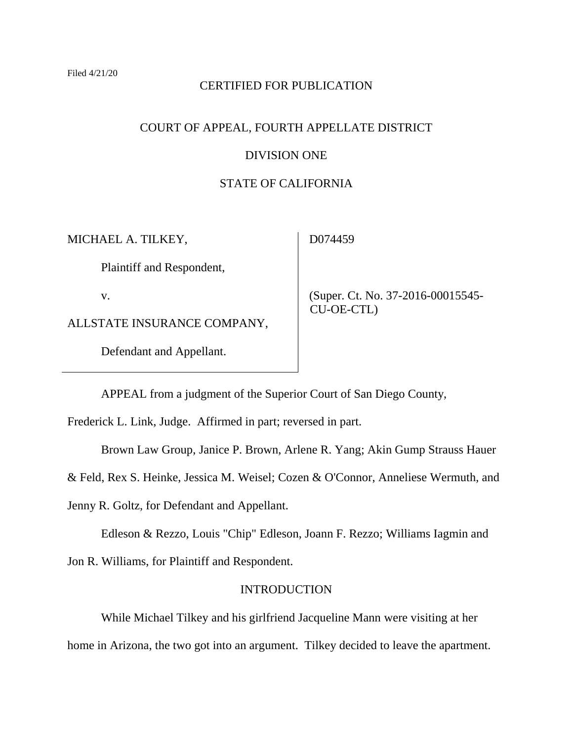Filed 4/21/20

CERTIFIED FOR PUBLICATION

COURT OF APPEAL, FOURTH APPELLATE DISTRICT

DIVISION ONE

STATE OF CALIFORNIA

| | |
|---|---|
| MICHAEL A. TILKEY,<br><br>Plaintiff and Respondent,<br><br>v.<br><br>ALLSTATE INSURANCE COMPANY,<br><br>Defendant and Appellant. | D074459<br><br>(Super. Ct. No. 37-2016-00015545-CU-OE-CTL) |

APPEAL from a judgment of the Superior Court of San Diego County, Frederick L. Link, Judge. Affirmed in part; reversed in part.

Brown Law Group, Janice P. Brown, Arlene R. Yang; Akin Gump Strauss Hauer & Feld, Rex S. Heinke, Jessica M. Weisel; Cozen & O'Connor, Anneliese Wermuth, and Jenny R. Goltz, for Defendant and Appellant.

Edleson & Rezzo, Louis "Chip" Edleson, Joann F. Rezzo; Williams Iagmin and Jon R. Williams, for Plaintiff and Respondent.

## INTRODUCTION

While Michael Tilkey and his girlfriend Jacqueline Mann were visiting at her home in Arizona, the two got into an argument. Tilkey decided to leave the apartment.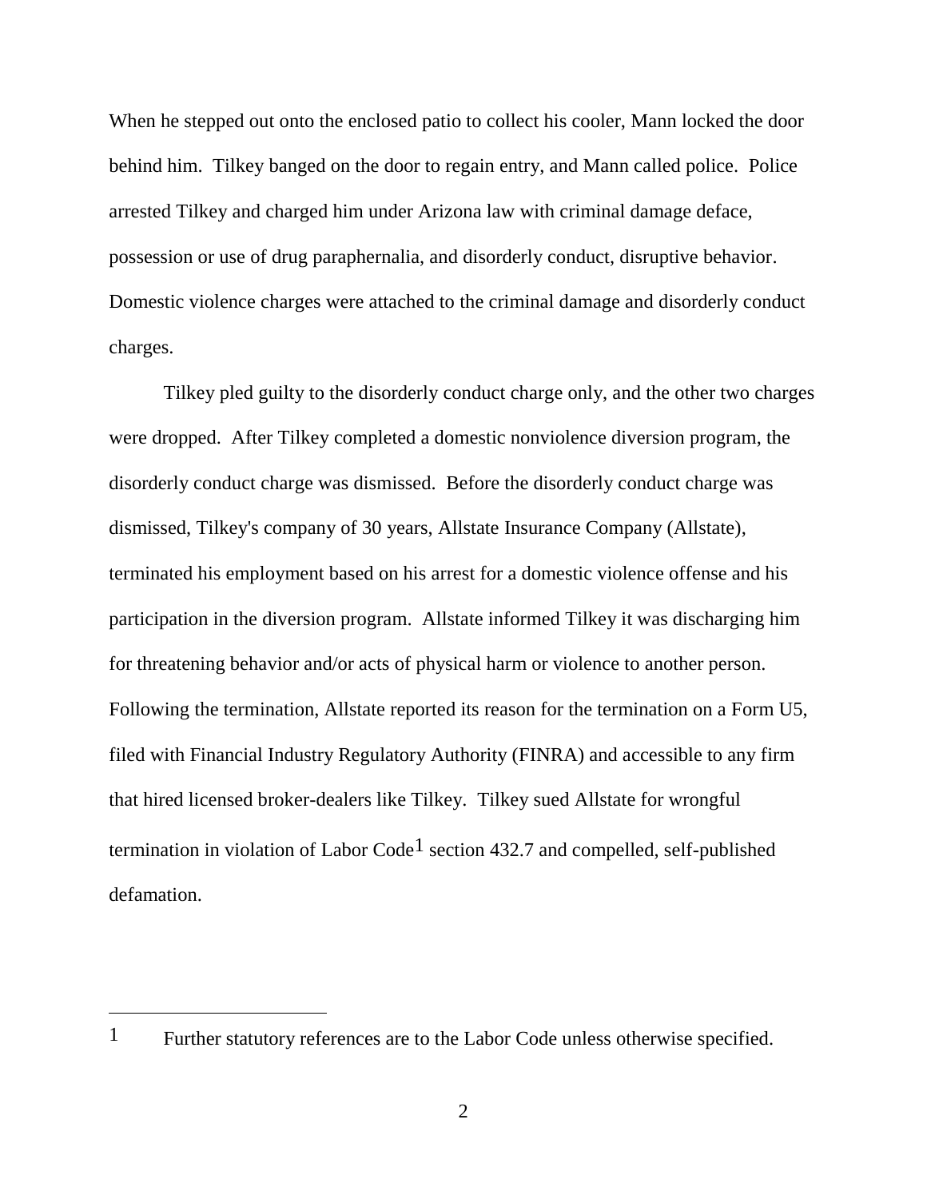When he stepped out onto the enclosed patio to collect his cooler, Mann locked the door behind him. Tilkey banged on the door to regain entry, and Mann called police. Police arrested Tilkey and charged him under Arizona law with criminal damage deface, possession or use of drug paraphernalia, and disorderly conduct, disruptive behavior. Domestic violence charges were attached to the criminal damage and disorderly conduct charges.

Tilkey pled guilty to the disorderly conduct charge only, and the other two charges were dropped. After Tilkey completed a domestic nonviolence diversion program, the disorderly conduct charge was dismissed. Before the disorderly conduct charge was dismissed, Tilkey's company of 30 years, Allstate Insurance Company (Allstate), terminated his employment based on his arrest for a domestic violence offense and his participation in the diversion program. Allstate informed Tilkey it was discharging him for threatening behavior and/or acts of physical harm or violence to another person. Following the termination, Allstate reported its reason for the termination on a Form U5, filed with Financial Industry Regulatory Authority (FINRA) and accessible to any firm that hired licensed broker-dealers like Tilkey. Tilkey sued Allstate for wrongful termination in violation of Labor Code[1] section 432.7 and compelled, self-published defamation.

---

[1] Further statutory references are to the Labor Code unless otherwise specified.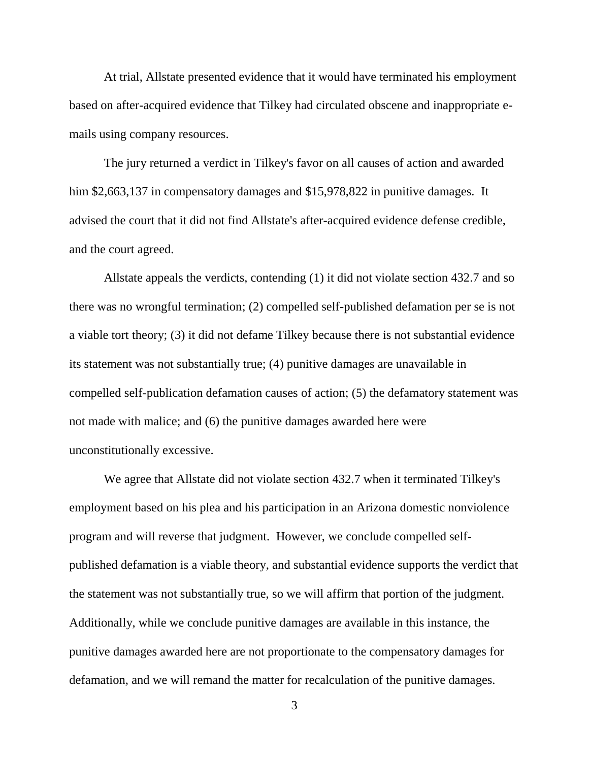At trial, Allstate presented evidence that it would have terminated his employment based on after-acquired evidence that Tilkey had circulated obscene and inappropriate e-mails using company resources.

The jury returned a verdict in Tilkey's favor on all causes of action and awarded him $2,663,137 in compensatory damages and $15,978,822 in punitive damages. It advised the court that it did not find Allstate's after-acquired evidence defense credible, and the court agreed.

Allstate appeals the verdicts, contending (1) it did not violate section 432.7 and so there was no wrongful termination; (2) compelled self-published defamation per se is not a viable tort theory; (3) it did not defame Tilkey because there is not substantial evidence its statement was not substantially true; (4) punitive damages are unavailable in compelled self-publication defamation causes of action; (5) the defamatory statement was not made with malice; and (6) the punitive damages awarded here were unconstitutionally excessive.

We agree that Allstate did not violate section 432.7 when it terminated Tilkey's employment based on his plea and his participation in an Arizona domestic nonviolence program and will reverse that judgment. However, we conclude compelled self-published defamation is a viable theory, and substantial evidence supports the verdict that the statement was not substantially true, so we will affirm that portion of the judgment. Additionally, while we conclude punitive damages are available in this instance, the punitive damages awarded here are not proportionate to the compensatory damages for defamation, and we will remand the matter for recalculation of the punitive damages.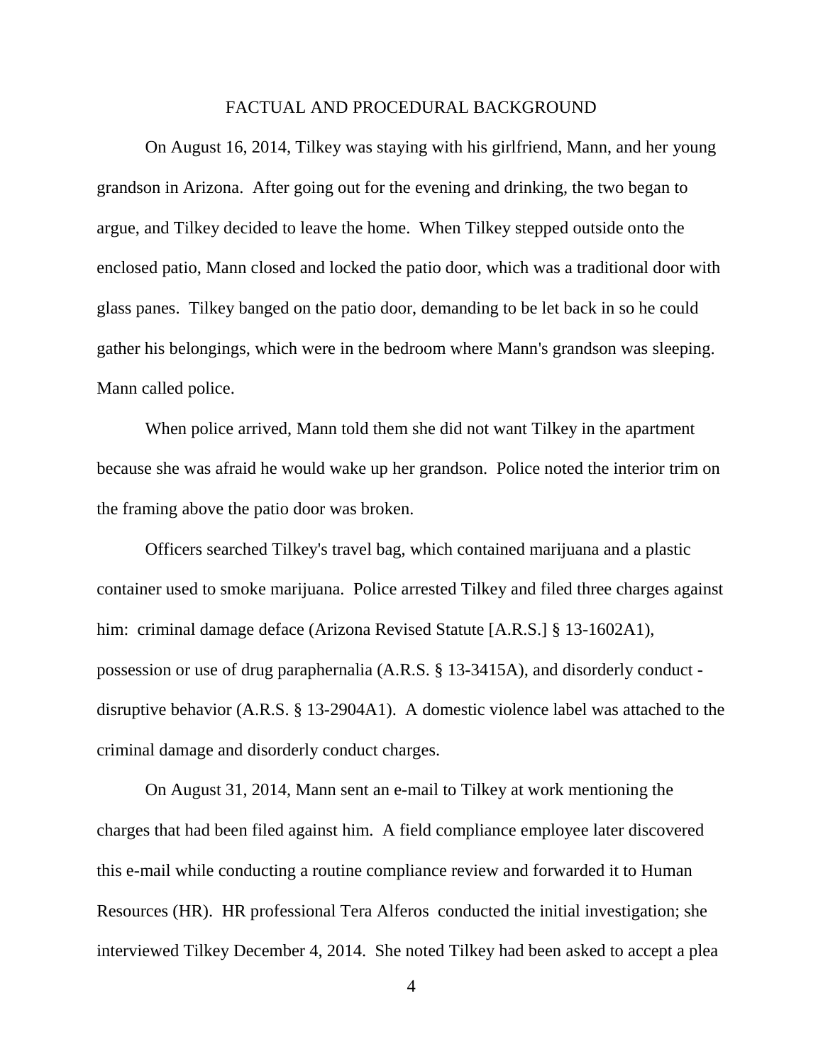## FACTUAL AND PROCEDURAL BACKGROUND

On August 16, 2014, Tilkey was staying with his girlfriend, Mann, and her young grandson in Arizona. After going out for the evening and drinking, the two began to argue, and Tilkey decided to leave the home. When Tilkey stepped outside onto the enclosed patio, Mann closed and locked the patio door, which was a traditional door with glass panes. Tilkey banged on the patio door, demanding to be let back in so he could gather his belongings, which were in the bedroom where Mann's grandson was sleeping. Mann called police.

When police arrived, Mann told them she did not want Tilkey in the apartment because she was afraid he would wake up her grandson. Police noted the interior trim on the framing above the patio door was broken.

Officers searched Tilkey's travel bag, which contained marijuana and a plastic container used to smoke marijuana. Police arrested Tilkey and filed three charges against him: criminal damage deface (Arizona Revised Statute [A.R.S.] § 13-1602A1), possession or use of drug paraphernalia (A.R.S. § 13-3415A), and disorderly conduct - disruptive behavior (A.R.S. § 13-2904A1). A domestic violence label was attached to the criminal damage and disorderly conduct charges.

On August 31, 2014, Mann sent an e-mail to Tilkey at work mentioning the charges that had been filed against him. A field compliance employee later discovered this e-mail while conducting a routine compliance review and forwarded it to Human Resources (HR). HR professional Tera Alferos conducted the initial investigation; she interviewed Tilkey December 4, 2014. She noted Tilkey had been asked to accept a plea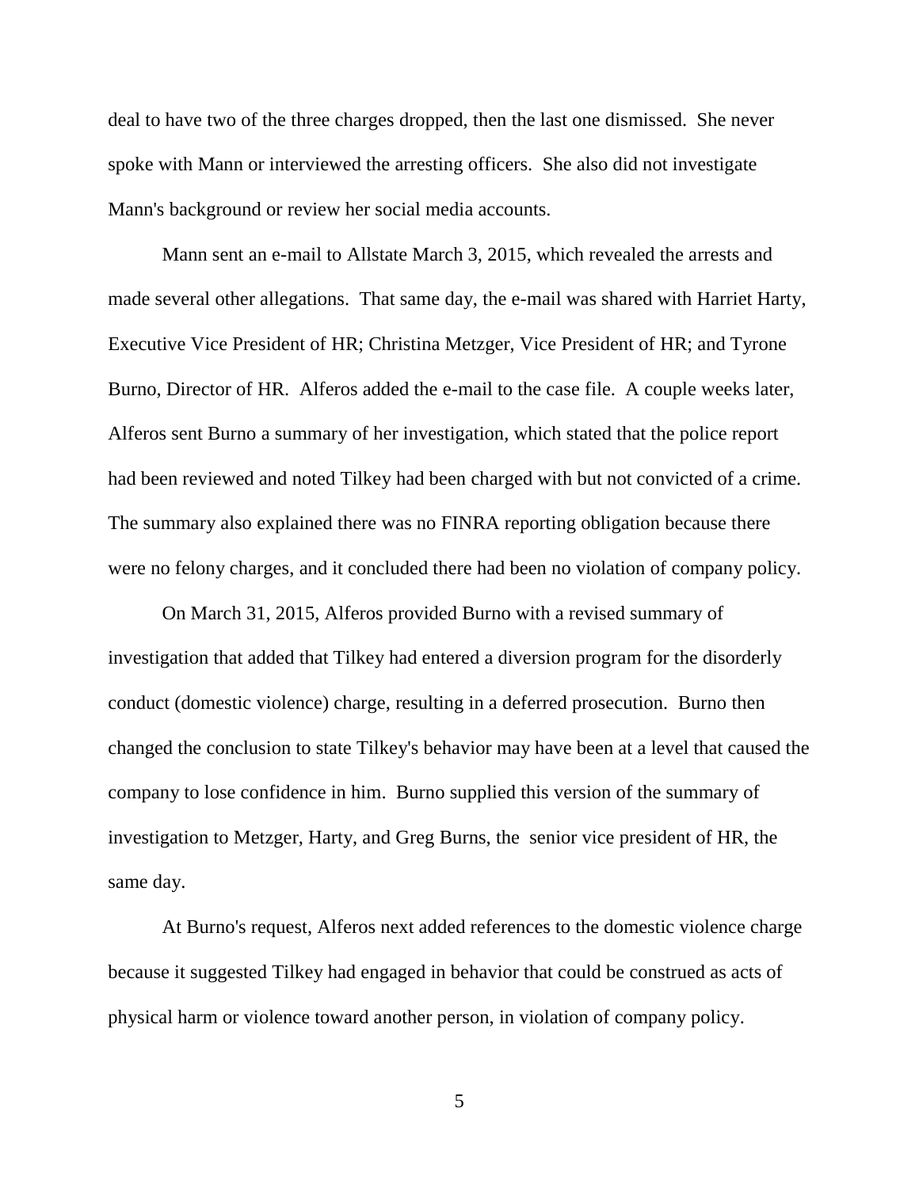deal to have two of the three charges dropped, then the last one dismissed. She never spoke with Mann or interviewed the arresting officers. She also did not investigate Mann's background or review her social media accounts.

Mann sent an e-mail to Allstate March 3, 2015, which revealed the arrests and made several other allegations. That same day, the e-mail was shared with Harriet Harty, Executive Vice President of HR; Christina Metzger, Vice President of HR; and Tyrone Burno, Director of HR. Alferos added the e-mail to the case file. A couple weeks later, Alferos sent Burno a summary of her investigation, which stated that the police report had been reviewed and noted Tilkey had been charged with but not convicted of a crime. The summary also explained there was no FINRA reporting obligation because there were no felony charges, and it concluded there had been no violation of company policy.

On March 31, 2015, Alferos provided Burno with a revised summary of investigation that added that Tilkey had entered a diversion program for the disorderly conduct (domestic violence) charge, resulting in a deferred prosecution. Burno then changed the conclusion to state Tilkey's behavior may have been at a level that caused the company to lose confidence in him. Burno supplied this version of the summary of investigation to Metzger, Harty, and Greg Burns, the senior vice president of HR, the same day.

At Burno's request, Alferos next added references to the domestic violence charge because it suggested Tilkey had engaged in behavior that could be construed as acts of physical harm or violence toward another person, in violation of company policy.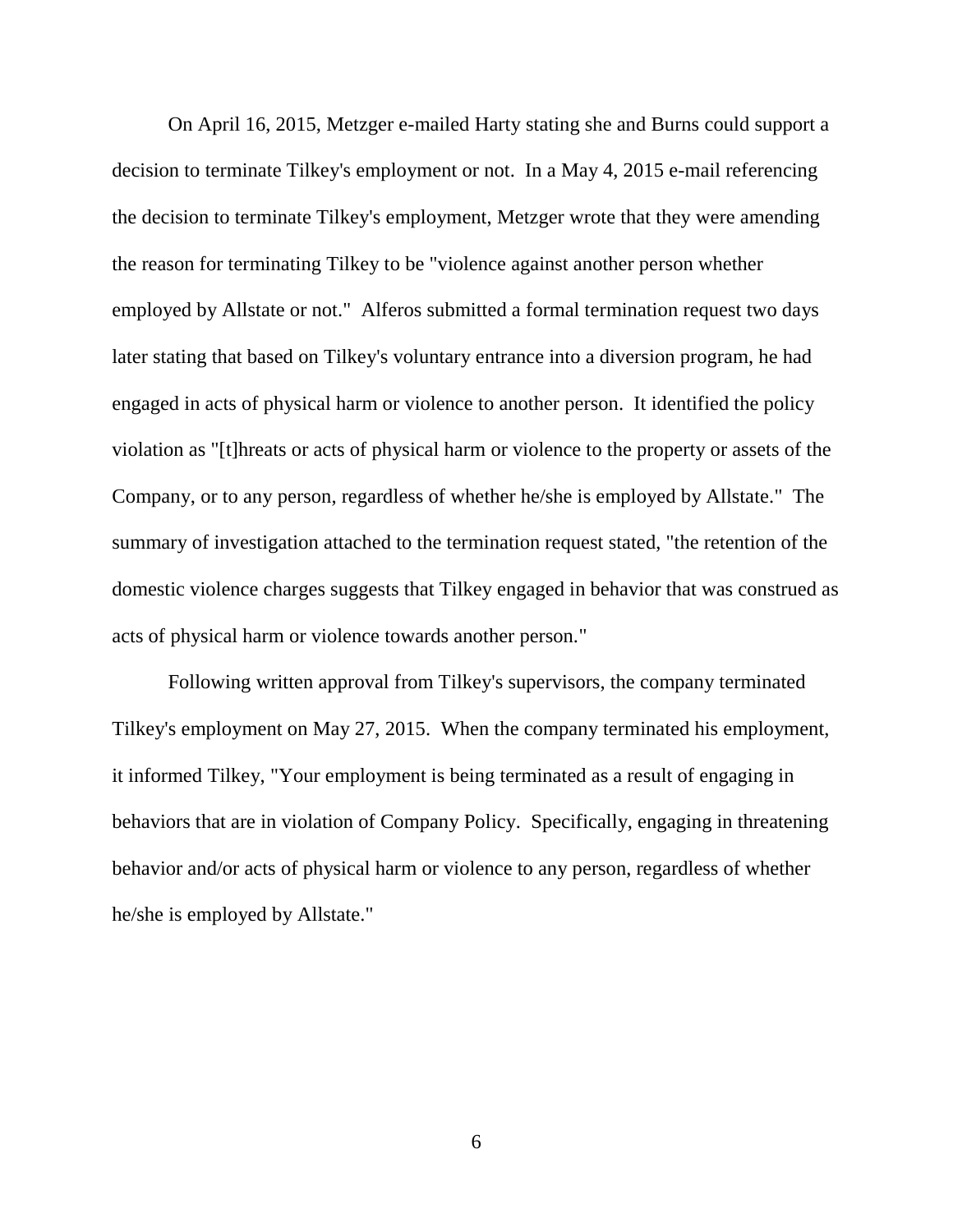On April 16, 2015, Metzger e-mailed Harty stating she and Burns could support a decision to terminate Tilkey's employment or not. In a May 4, 2015 e-mail referencing the decision to terminate Tilkey's employment, Metzger wrote that they were amending the reason for terminating Tilkey to be "violence against another person whether employed by Allstate or not." Alferos submitted a formal termination request two days later stating that based on Tilkey's voluntary entrance into a diversion program, he had engaged in acts of physical harm or violence to another person. It identified the policy violation as "[t]hreats or acts of physical harm or violence to the property or assets of the Company, or to any person, regardless of whether he/she is employed by Allstate." The summary of investigation attached to the termination request stated, "the retention of the domestic violence charges suggests that Tilkey engaged in behavior that was construed as acts of physical harm or violence towards another person."

Following written approval from Tilkey's supervisors, the company terminated Tilkey's employment on May 27, 2015. When the company terminated his employment, it informed Tilkey, "Your employment is being terminated as a result of engaging in behaviors that are in violation of Company Policy. Specifically, engaging in threatening behavior and/or acts of physical harm or violence to any person, regardless of whether he/she is employed by Allstate."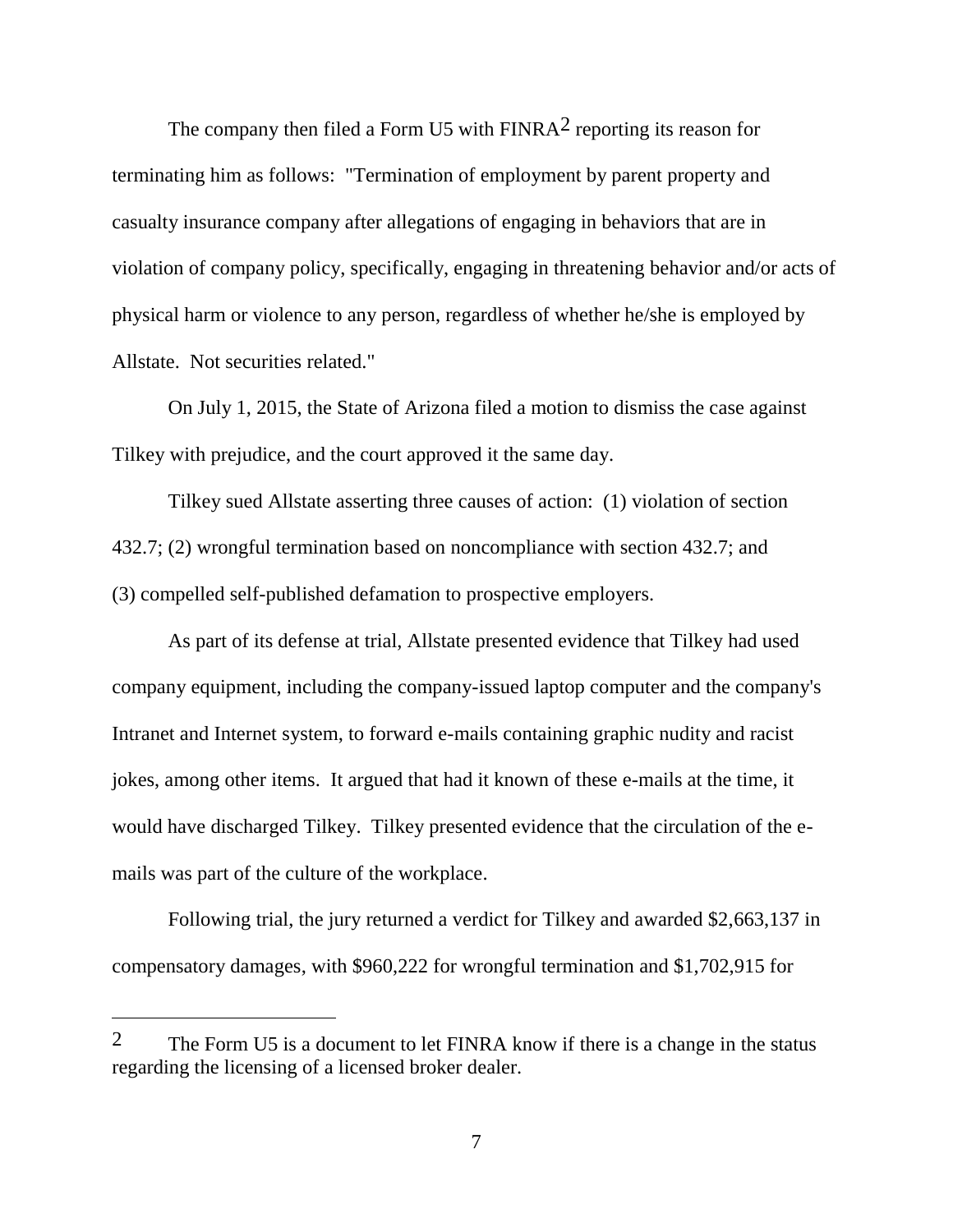The company then filed a Form U5 with FINRA[2] reporting its reason for terminating him as follows: "Termination of employment by parent property and casualty insurance company after allegations of engaging in behaviors that are in violation of company policy, specifically, engaging in threatening behavior and/or acts of physical harm or violence to any person, regardless of whether he/she is employed by Allstate. Not securities related."

On July 1, 2015, the State of Arizona filed a motion to dismiss the case against Tilkey with prejudice, and the court approved it the same day.

Tilkey sued Allstate asserting three causes of action: (1) violation of section 432.7; (2) wrongful termination based on noncompliance with section 432.7; and (3) compelled self-published defamation to prospective employers.

As part of its defense at trial, Allstate presented evidence that Tilkey had used company equipment, including the company-issued laptop computer and the company's Intranet and Internet system, to forward e-mails containing graphic nudity and racist jokes, among other items. It argued that had it known of these e-mails at the time, it would have discharged Tilkey. Tilkey presented evidence that the circulation of the e-mails was part of the culture of the workplace.

Following trial, the jury returned a verdict for Tilkey and awarded $2,663,137 in compensatory damages, with $960,222 for wrongful termination and $1,702,915 for

---

[2] The Form U5 is a document to let FINRA know if there is a change in the status regarding the licensing of a licensed broker dealer.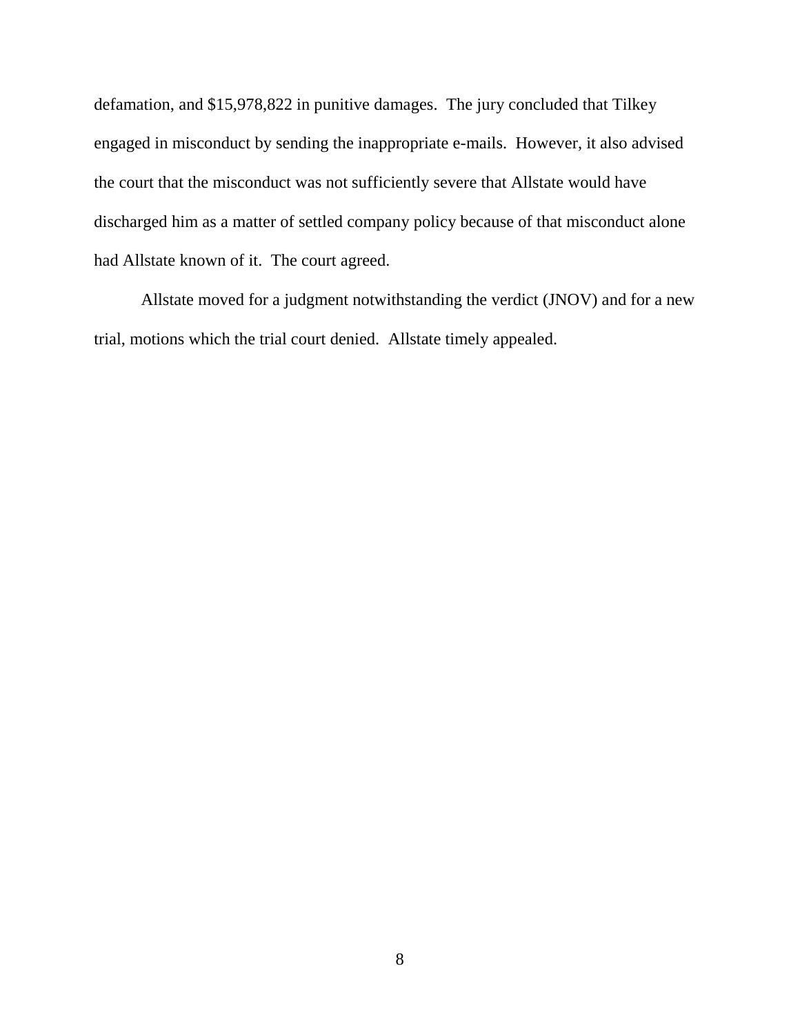defamation, and $15,978,822 in punitive damages. The jury concluded that Tilkey engaged in misconduct by sending the inappropriate e-mails. However, it also advised the court that the misconduct was not sufficiently severe that Allstate would have discharged him as a matter of settled company policy because of that misconduct alone had Allstate known of it. The court agreed.

Allstate moved for a judgment notwithstanding the verdict (JNOV) and for a new trial, motions which the trial court denied. Allstate timely appealed.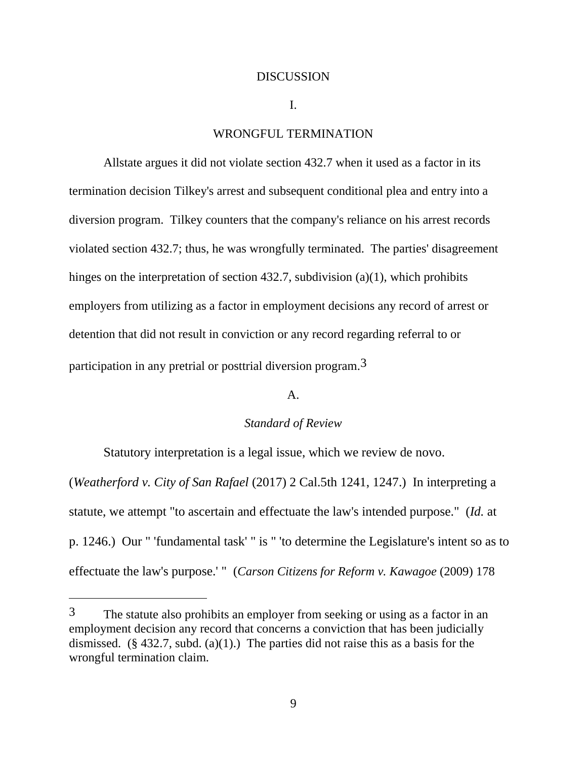# DISCUSSION

## I.

## WRONGFUL TERMINATION

Allstate argues it did not violate section 432.7 when it used as a factor in its termination decision Tilkey's arrest and subsequent conditional plea and entry into a diversion program. Tilkey counters that the company's reliance on his arrest records violated section 432.7; thus, he was wrongfully terminated. The parties' disagreement hinges on the interpretation of section 432.7, subdivision (a)(1), which prohibits employers from utilizing as a factor in employment decisions any record of arrest or detention that did not result in conviction or any record regarding referral to or participation in any pretrial or posttrial diversion program.[3]

### A.

### *Standard of Review*

Statutory interpretation is a legal issue, which we review de novo. (*Weatherford v. City of San Rafael* (2017) 2 Cal.5th 1241, 1247.) In interpreting a statute, we attempt "to ascertain and effectuate the law's intended purpose." (*Id.* at p. 1246.) Our " 'fundamental task' " is " 'to determine the Legislature's intent so as to effectuate the law's purpose.' " (*Carson Citizens for Reform v. Kawagoe* (2009) 178

---

[3] The statute also prohibits an employer from seeking or using as a factor in an employment decision any record that concerns a conviction that has been judicially dismissed. (§ 432.7, subd. (a)(1).) The parties did not raise this as a basis for the wrongful termination claim.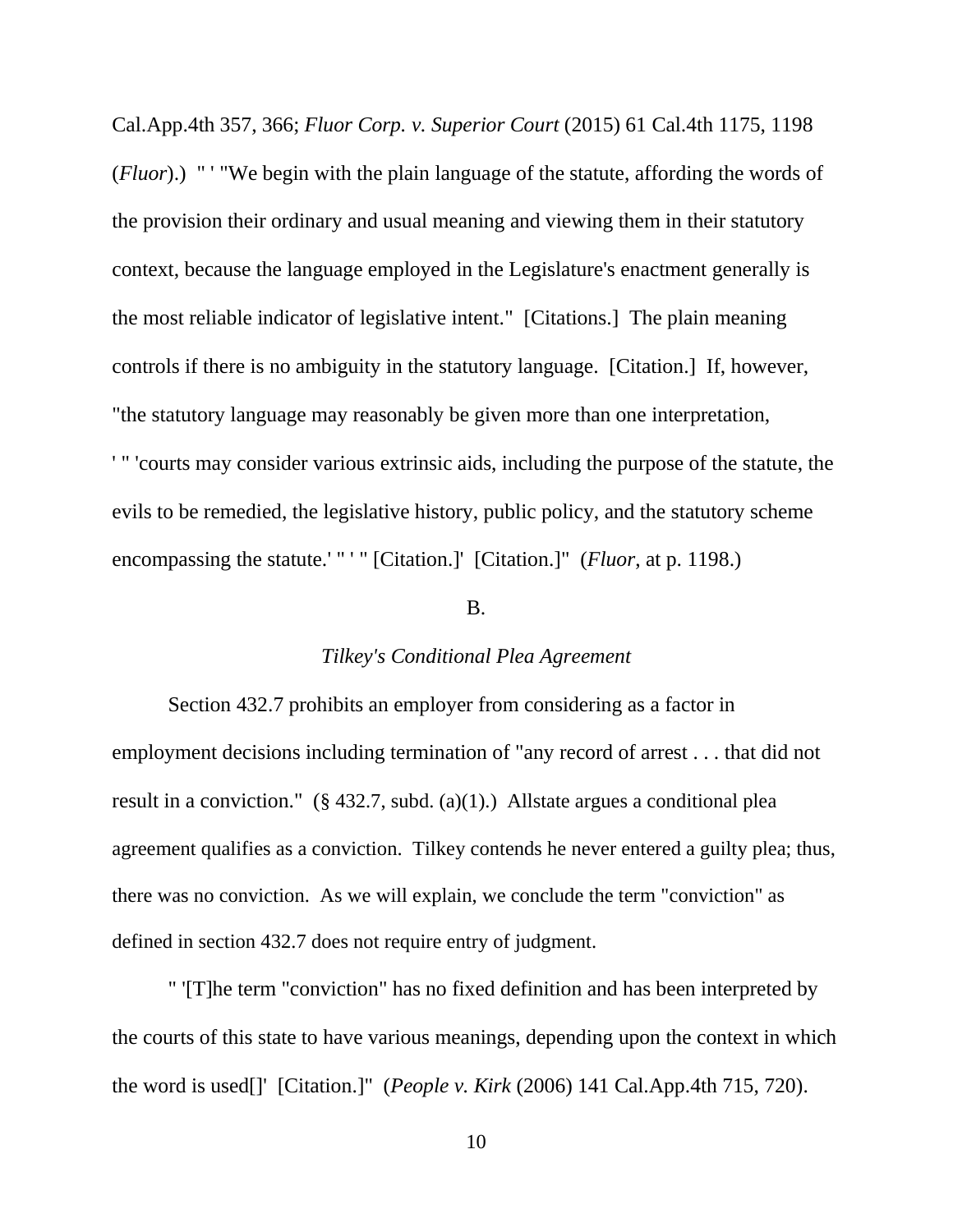Cal.App.4th 357, 366; *Fluor Corp. v. Superior Court* (2015) 61 Cal.4th 1175, 1198 (*Fluor*).) " ' "We begin with the plain language of the statute, affording the words of the provision their ordinary and usual meaning and viewing them in their statutory context, because the language employed in the Legislature's enactment generally is the most reliable indicator of legislative intent." [Citations.] The plain meaning controls if there is no ambiguity in the statutory language. [Citation.] If, however, "the statutory language may reasonably be given more than one interpretation, ' " 'courts may consider various extrinsic aids, including the purpose of the statute, the evils to be remedied, the legislative history, public policy, and the statutory scheme encompassing the statute.' " ' " [Citation.]' [Citation.]" (*Fluor*, at p. 1198.)

B.

*Tilkey's Conditional Plea Agreement*

Section 432.7 prohibits an employer from considering as a factor in employment decisions including termination of "any record of arrest . . . that did not result in a conviction." (§ 432.7, subd. (a)(1).) Allstate argues a conditional plea agreement qualifies as a conviction. Tilkey contends he never entered a guilty plea; thus, there was no conviction. As we will explain, we conclude the term "conviction" as defined in section 432.7 does not require entry of judgment.

" '[T]he term "conviction" has no fixed definition and has been interpreted by the courts of this state to have various meanings, depending upon the context in which the word is used[]' [Citation.]" (*People v. Kirk* (2006) 141 Cal.App.4th 715, 720).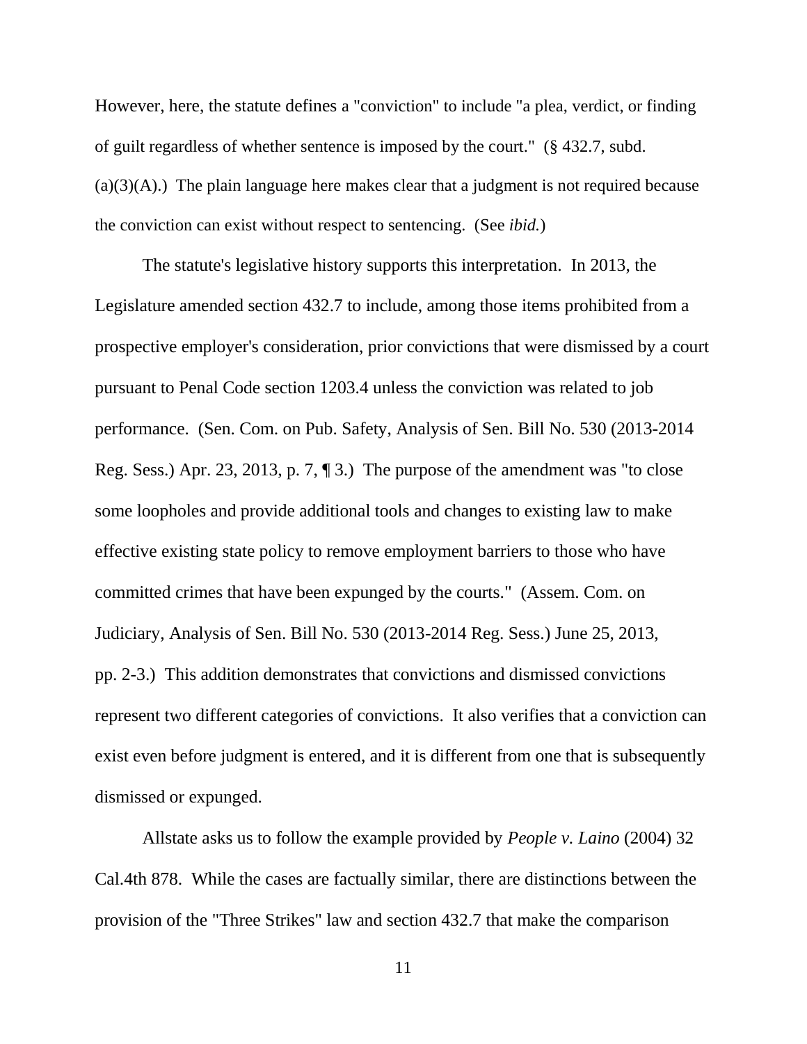However, here, the statute defines a "conviction" to include "a plea, verdict, or finding of guilt regardless of whether sentence is imposed by the court." (§ 432.7, subd. (a)(3)(A).) The plain language here makes clear that a judgment is not required because the conviction can exist without respect to sentencing. (See *ibid.*)

The statute's legislative history supports this interpretation. In 2013, the Legislature amended section 432.7 to include, among those items prohibited from a prospective employer's consideration, prior convictions that were dismissed by a court pursuant to Penal Code section 1203.4 unless the conviction was related to job performance. (Sen. Com. on Pub. Safety, Analysis of Sen. Bill No. 530 (2013-2014 Reg. Sess.) Apr. 23, 2013, p. 7, ¶ 3.) The purpose of the amendment was "to close some loopholes and provide additional tools and changes to existing law to make effective existing state policy to remove employment barriers to those who have committed crimes that have been expunged by the courts." (Assem. Com. on Judiciary, Analysis of Sen. Bill No. 530 (2013-2014 Reg. Sess.) June 25, 2013, pp. 2-3.) This addition demonstrates that convictions and dismissed convictions represent two different categories of convictions. It also verifies that a conviction can exist even before judgment is entered, and it is different from one that is subsequently dismissed or expunged.

Allstate asks us to follow the example provided by *People v. Laino* (2004) 32 Cal.4th 878. While the cases are factually similar, there are distinctions between the provision of the "Three Strikes" law and section 432.7 that make the comparison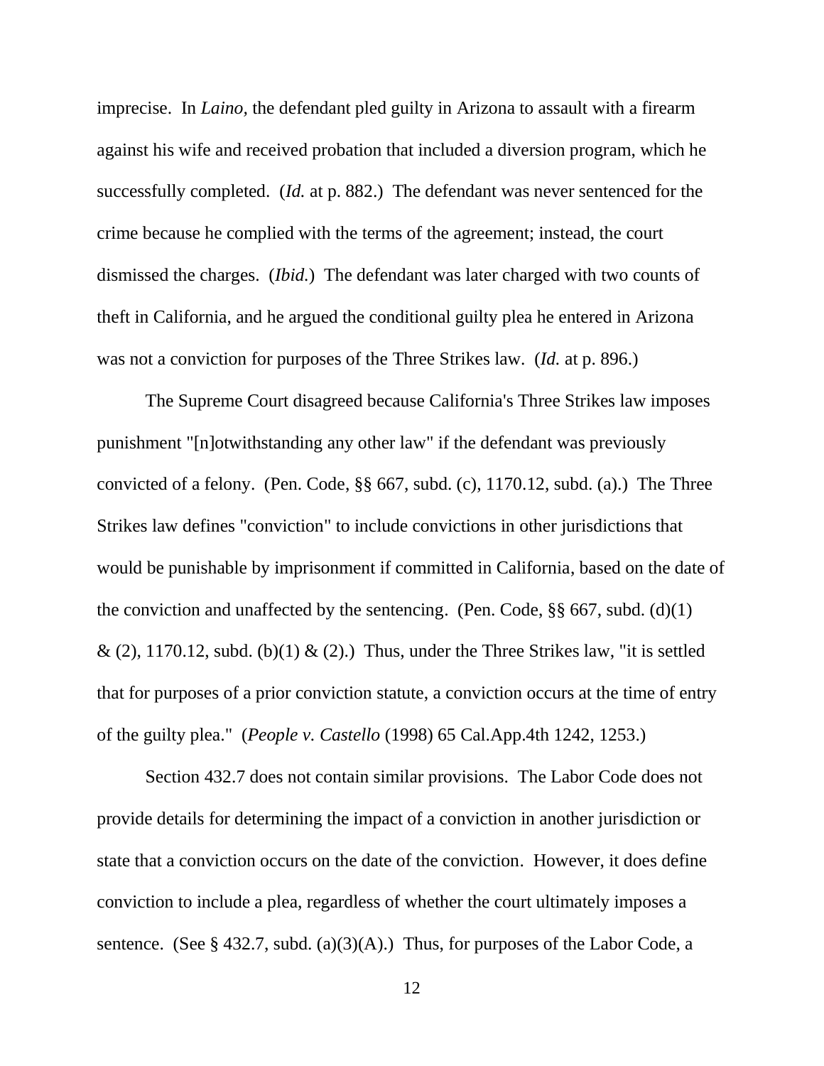imprecise. In *Laino,* the defendant pled guilty in Arizona to assault with a firearm against his wife and received probation that included a diversion program, which he successfully completed. (*Id.* at p. 882.) The defendant was never sentenced for the crime because he complied with the terms of the agreement; instead, the court dismissed the charges. (*Ibid.*) The defendant was later charged with two counts of theft in California, and he argued the conditional guilty plea he entered in Arizona was not a conviction for purposes of the Three Strikes law. (*Id.* at p. 896.)

The Supreme Court disagreed because California's Three Strikes law imposes punishment "[n]otwithstanding any other law" if the defendant was previously convicted of a felony. (Pen. Code, §§ 667, subd. (c), 1170.12, subd. (a).) The Three Strikes law defines "conviction" to include convictions in other jurisdictions that would be punishable by imprisonment if committed in California, based on the date of the conviction and unaffected by the sentencing. (Pen. Code, §§ 667, subd. (d)(1) & (2), 1170.12, subd. (b)(1) & (2).) Thus, under the Three Strikes law, "it is settled that for purposes of a prior conviction statute, a conviction occurs at the time of entry of the guilty plea." (*People v. Castello* (1998) 65 Cal.App.4th 1242, 1253.)

Section 432.7 does not contain similar provisions. The Labor Code does not provide details for determining the impact of a conviction in another jurisdiction or state that a conviction occurs on the date of the conviction. However, it does define conviction to include a plea, regardless of whether the court ultimately imposes a sentence. (See § 432.7, subd. (a)(3)(A).) Thus, for purposes of the Labor Code, a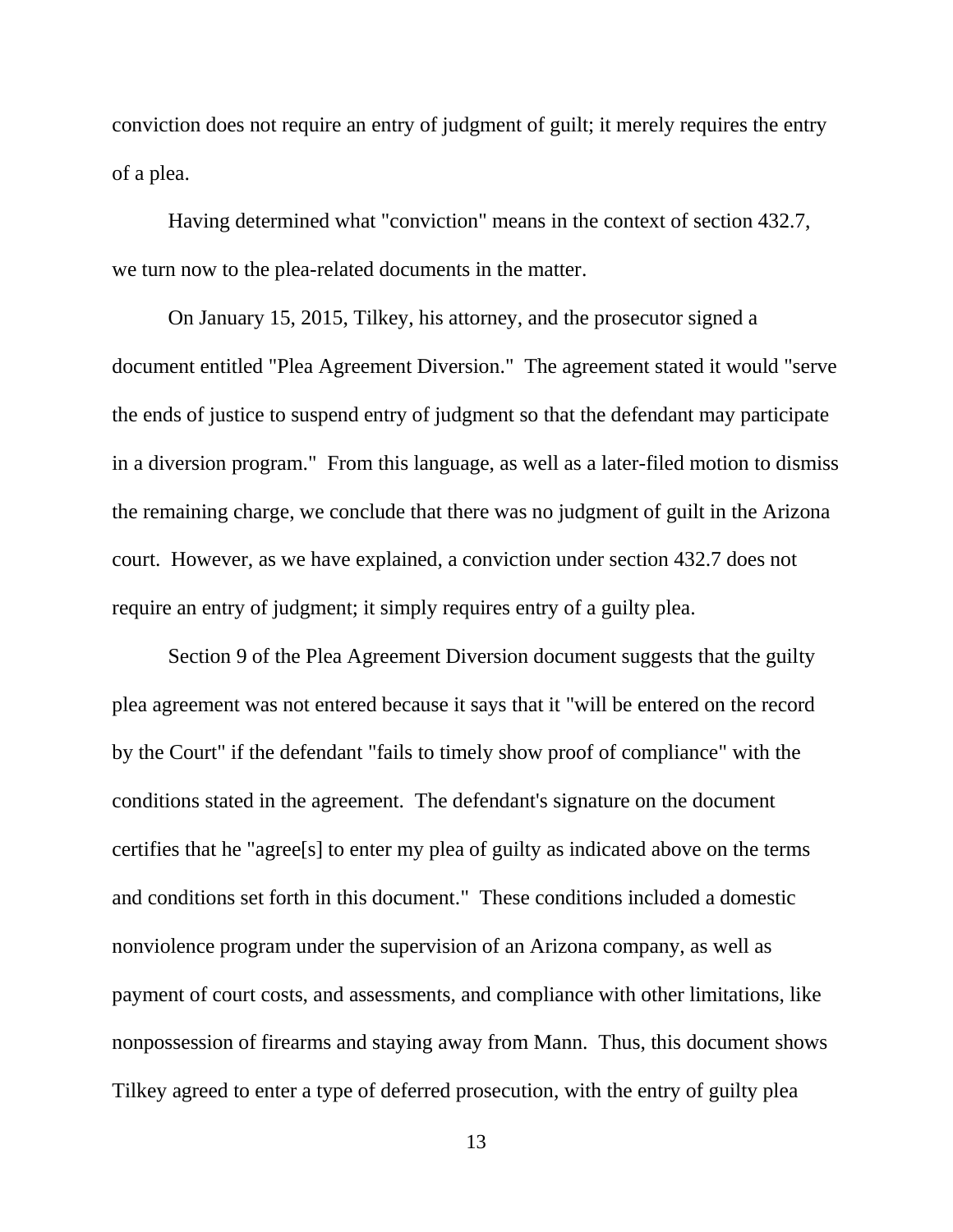conviction does not require an entry of judgment of guilt; it merely requires the entry of a plea.

Having determined what "conviction" means in the context of section 432.7, we turn now to the plea-related documents in the matter.

On January 15, 2015, Tilkey, his attorney, and the prosecutor signed a document entitled "Plea Agreement Diversion." The agreement stated it would "serve the ends of justice to suspend entry of judgment so that the defendant may participate in a diversion program." From this language, as well as a later-filed motion to dismiss the remaining charge, we conclude that there was no judgment of guilt in the Arizona court. However, as we have explained, a conviction under section 432.7 does not require an entry of judgment; it simply requires entry of a guilty plea.

Section 9 of the Plea Agreement Diversion document suggests that the guilty plea agreement was not entered because it says that it "will be entered on the record by the Court" if the defendant "fails to timely show proof of compliance" with the conditions stated in the agreement. The defendant's signature on the document certifies that he "agree[s] to enter my plea of guilty as indicated above on the terms and conditions set forth in this document." These conditions included a domestic nonviolence program under the supervision of an Arizona company, as well as payment of court costs, and assessments, and compliance with other limitations, like nonpossession of firearms and staying away from Mann. Thus, this document shows Tilkey agreed to enter a type of deferred prosecution, with the entry of guilty plea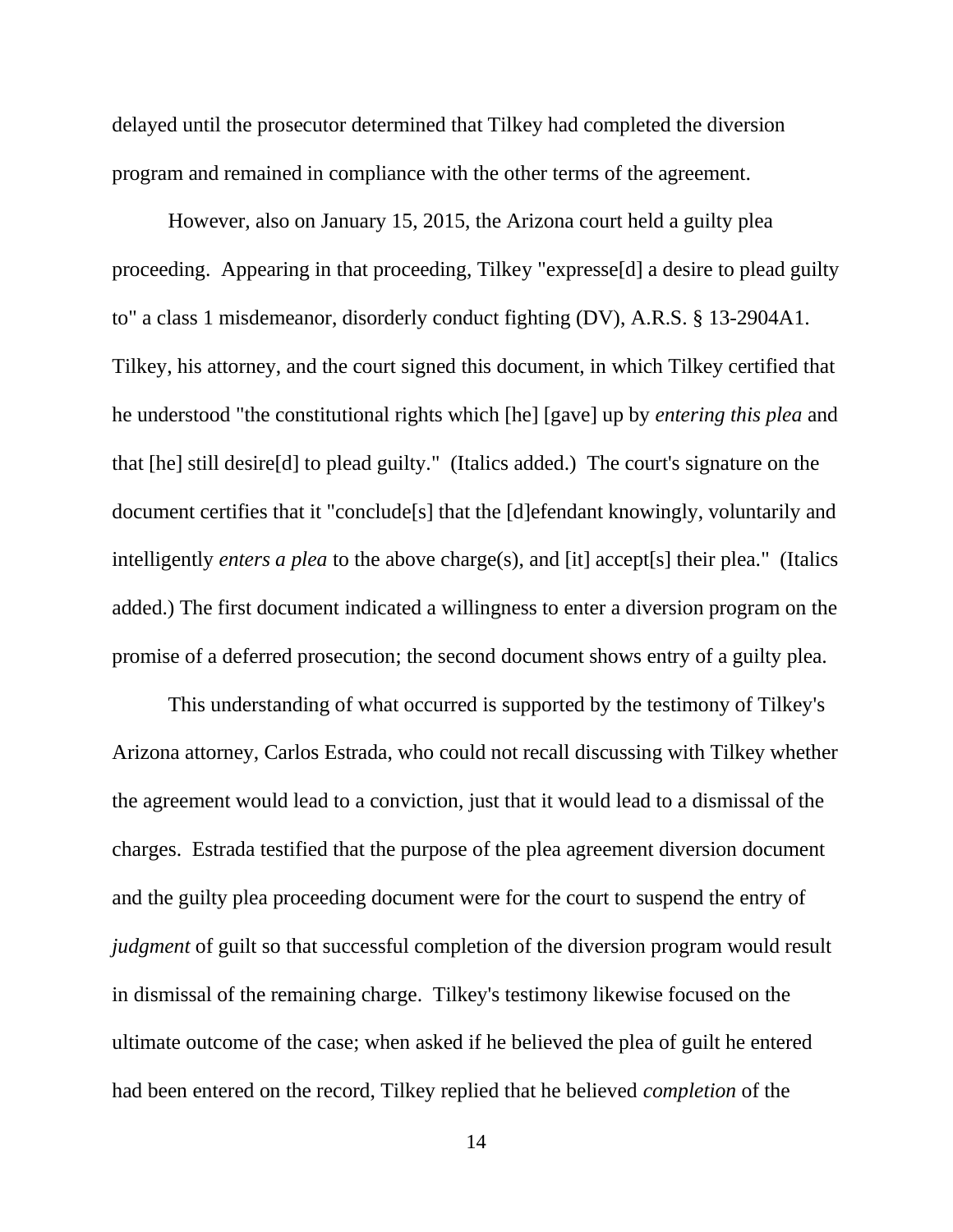delayed until the prosecutor determined that Tilkey had completed the diversion program and remained in compliance with the other terms of the agreement.

However, also on January 15, 2015, the Arizona court held a guilty plea proceeding. Appearing in that proceeding, Tilkey "expresse[d] a desire to plead guilty to" a class 1 misdemeanor, disorderly conduct fighting (DV), A.R.S. § 13-2904A1. Tilkey, his attorney, and the court signed this document, in which Tilkey certified that he understood "the constitutional rights which [he] [gave] up by *entering this plea* and that [he] still desire[d] to plead guilty." (Italics added.) The court's signature on the document certifies that it "conclude[s] that the [d]efendant knowingly, voluntarily and intelligently *enters a plea* to the above charge(s), and [it] accept[s] their plea." (Italics added.) The first document indicated a willingness to enter a diversion program on the promise of a deferred prosecution; the second document shows entry of a guilty plea.

This understanding of what occurred is supported by the testimony of Tilkey's Arizona attorney, Carlos Estrada, who could not recall discussing with Tilkey whether the agreement would lead to a conviction, just that it would lead to a dismissal of the charges. Estrada testified that the purpose of the plea agreement diversion document and the guilty plea proceeding document were for the court to suspend the entry of *judgment* of guilt so that successful completion of the diversion program would result in dismissal of the remaining charge. Tilkey's testimony likewise focused on the ultimate outcome of the case; when asked if he believed the plea of guilt he entered had been entered on the record, Tilkey replied that he believed *completion* of the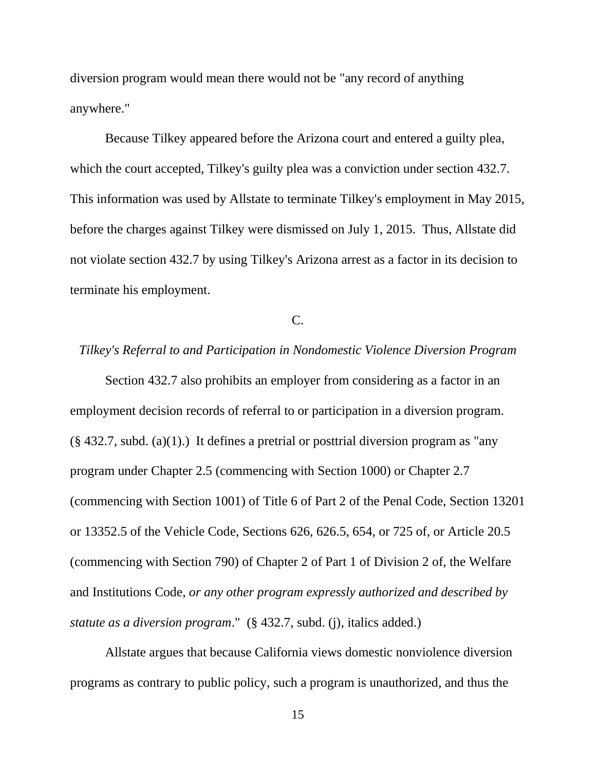diversion program would mean there would not be "any record of anything anywhere."

Because Tilkey appeared before the Arizona court and entered a guilty plea, which the court accepted, Tilkey's guilty plea was a conviction under section 432.7. This information was used by Allstate to terminate Tilkey's employment in May 2015, before the charges against Tilkey were dismissed on July 1, 2015. Thus, Allstate did not violate section 432.7 by using Tilkey's Arizona arrest as a factor in its decision to terminate his employment.

C.

*Tilkey's Referral to and Participation in Nondomestic Violence Diversion Program*

Section 432.7 also prohibits an employer from considering as a factor in an employment decision records of referral to or participation in a diversion program. (§ 432.7, subd. (a)(1).) It defines a pretrial or posttrial diversion program as "any program under Chapter 2.5 (commencing with Section 1000) or Chapter 2.7 (commencing with Section 1001) of Title 6 of Part 2 of the Penal Code, Section 13201 or 13352.5 of the Vehicle Code, Sections 626, 626.5, 654, or 725 of, or Article 20.5 (commencing with Section 790) of Chapter 2 of Part 1 of Division 2 of, the Welfare and Institutions Code, *or any other program expressly authorized and described by statute as a diversion program*." (§ 432.7, subd. (j), italics added.)

Allstate argues that because California views domestic nonviolence diversion programs as contrary to public policy, such a program is unauthorized, and thus the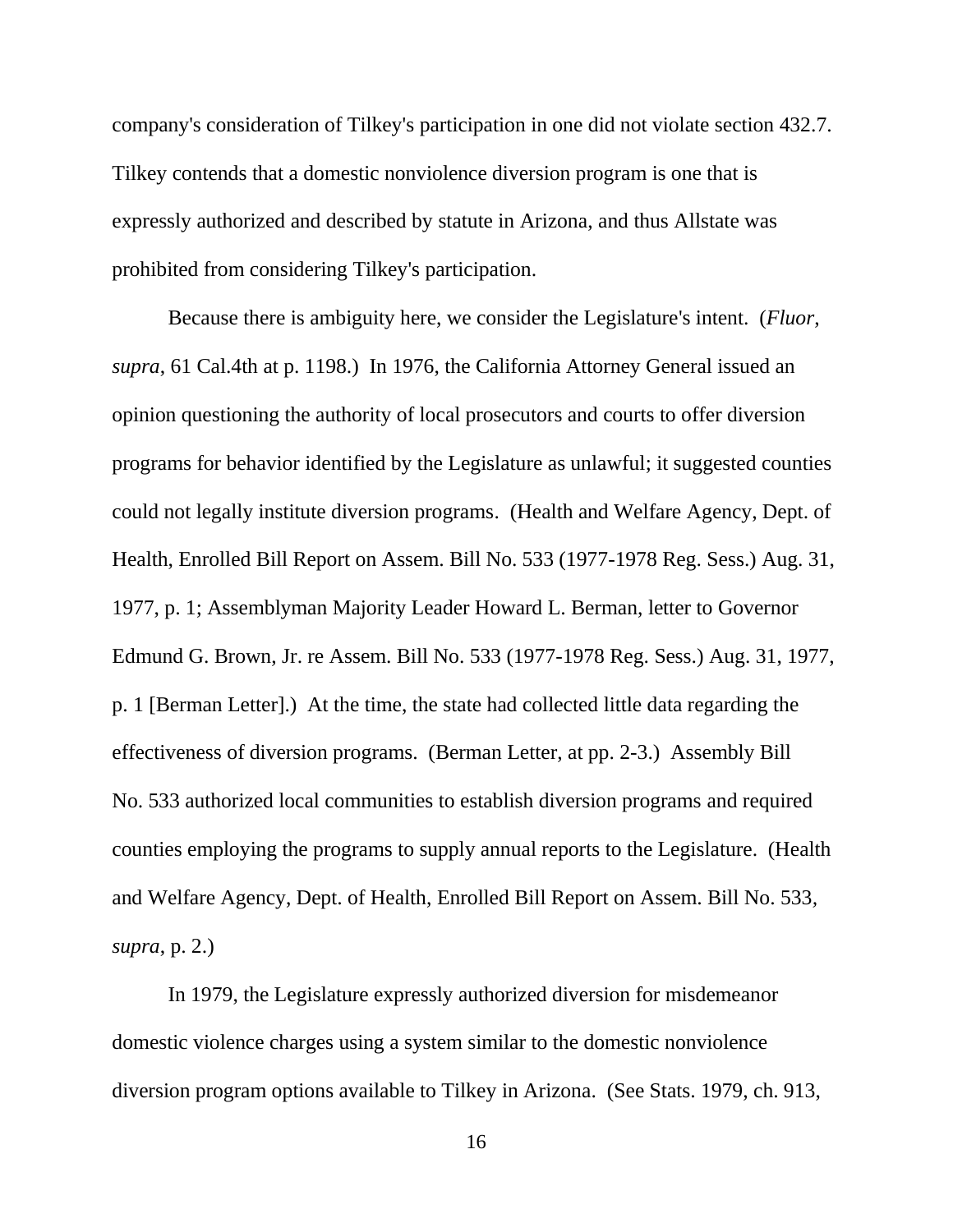company's consideration of Tilkey's participation in one did not violate section 432.7. Tilkey contends that a domestic nonviolence diversion program is one that is expressly authorized and described by statute in Arizona, and thus Allstate was prohibited from considering Tilkey's participation.

Because there is ambiguity here, we consider the Legislature's intent. (*Fluor*, *supra*, 61 Cal.4th at p. 1198.) In 1976, the California Attorney General issued an opinion questioning the authority of local prosecutors and courts to offer diversion programs for behavior identified by the Legislature as unlawful; it suggested counties could not legally institute diversion programs. (Health and Welfare Agency, Dept. of Health, Enrolled Bill Report on Assem. Bill No. 533 (1977-1978 Reg. Sess.) Aug. 31, 1977, p. 1; Assemblyman Majority Leader Howard L. Berman, letter to Governor Edmund G. Brown, Jr. re Assem. Bill No. 533 (1977-1978 Reg. Sess.) Aug. 31, 1977, p. 1 [Berman Letter].) At the time, the state had collected little data regarding the effectiveness of diversion programs. (Berman Letter, at pp. 2-3.) Assembly Bill No. 533 authorized local communities to establish diversion programs and required counties employing the programs to supply annual reports to the Legislature. (Health and Welfare Agency, Dept. of Health, Enrolled Bill Report on Assem. Bill No. 533, *supra*, p. 2.)

In 1979, the Legislature expressly authorized diversion for misdemeanor domestic violence charges using a system similar to the domestic nonviolence diversion program options available to Tilkey in Arizona. (See Stats. 1979, ch. 913,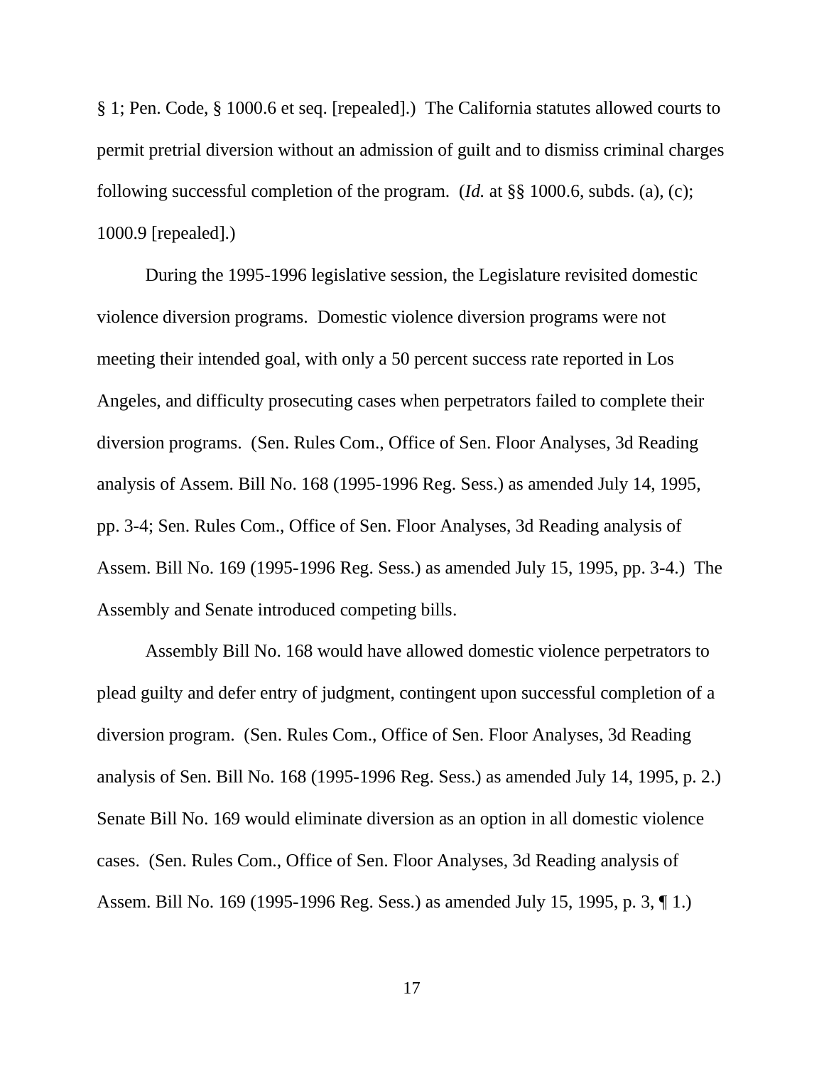§ 1; Pen. Code, § 1000.6 et seq. [repealed].) The California statutes allowed courts to permit pretrial diversion without an admission of guilt and to dismiss criminal charges following successful completion of the program. (*Id.* at §§ 1000.6, subds. (a), (c); 1000.9 [repealed].)

During the 1995-1996 legislative session, the Legislature revisited domestic violence diversion programs. Domestic violence diversion programs were not meeting their intended goal, with only a 50 percent success rate reported in Los Angeles, and difficulty prosecuting cases when perpetrators failed to complete their diversion programs. (Sen. Rules Com., Office of Sen. Floor Analyses, 3d Reading analysis of Assem. Bill No. 168 (1995-1996 Reg. Sess.) as amended July 14, 1995, pp. 3-4; Sen. Rules Com., Office of Sen. Floor Analyses, 3d Reading analysis of Assem. Bill No. 169 (1995-1996 Reg. Sess.) as amended July 15, 1995, pp. 3-4.) The Assembly and Senate introduced competing bills.

Assembly Bill No. 168 would have allowed domestic violence perpetrators to plead guilty and defer entry of judgment, contingent upon successful completion of a diversion program. (Sen. Rules Com., Office of Sen. Floor Analyses, 3d Reading analysis of Sen. Bill No. 168 (1995-1996 Reg. Sess.) as amended July 14, 1995, p. 2.) Senate Bill No. 169 would eliminate diversion as an option in all domestic violence cases. (Sen. Rules Com., Office of Sen. Floor Analyses, 3d Reading analysis of Assem. Bill No. 169 (1995-1996 Reg. Sess.) as amended July 15, 1995, p. 3, ¶ 1.)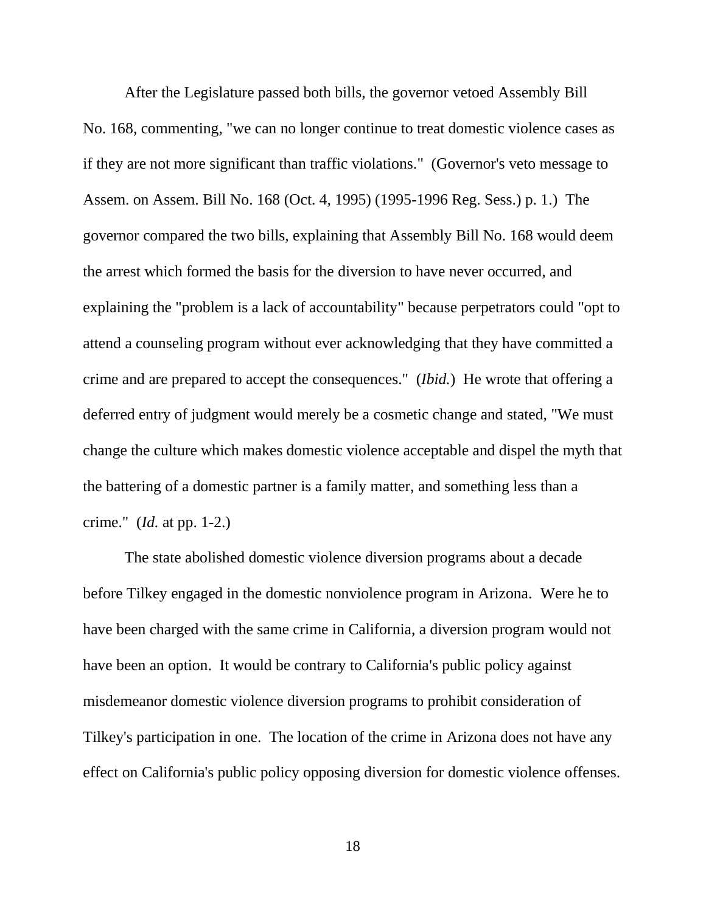After the Legislature passed both bills, the governor vetoed Assembly Bill No. 168, commenting, "we can no longer continue to treat domestic violence cases as if they are not more significant than traffic violations." (Governor's veto message to Assem. on Assem. Bill No. 168 (Oct. 4, 1995) (1995-1996 Reg. Sess.) p. 1.) The governor compared the two bills, explaining that Assembly Bill No. 168 would deem the arrest which formed the basis for the diversion to have never occurred, and explaining the "problem is a lack of accountability" because perpetrators could "opt to attend a counseling program without ever acknowledging that they have committed a crime and are prepared to accept the consequences." (*Ibid.*) He wrote that offering a deferred entry of judgment would merely be a cosmetic change and stated, "We must change the culture which makes domestic violence acceptable and dispel the myth that the battering of a domestic partner is a family matter, and something less than a crime." (*Id.* at pp. 1-2.)

The state abolished domestic violence diversion programs about a decade before Tilkey engaged in the domestic nonviolence program in Arizona. Were he to have been charged with the same crime in California, a diversion program would not have been an option. It would be contrary to California's public policy against misdemeanor domestic violence diversion programs to prohibit consideration of Tilkey's participation in one. The location of the crime in Arizona does not have any effect on California's public policy opposing diversion for domestic violence offenses.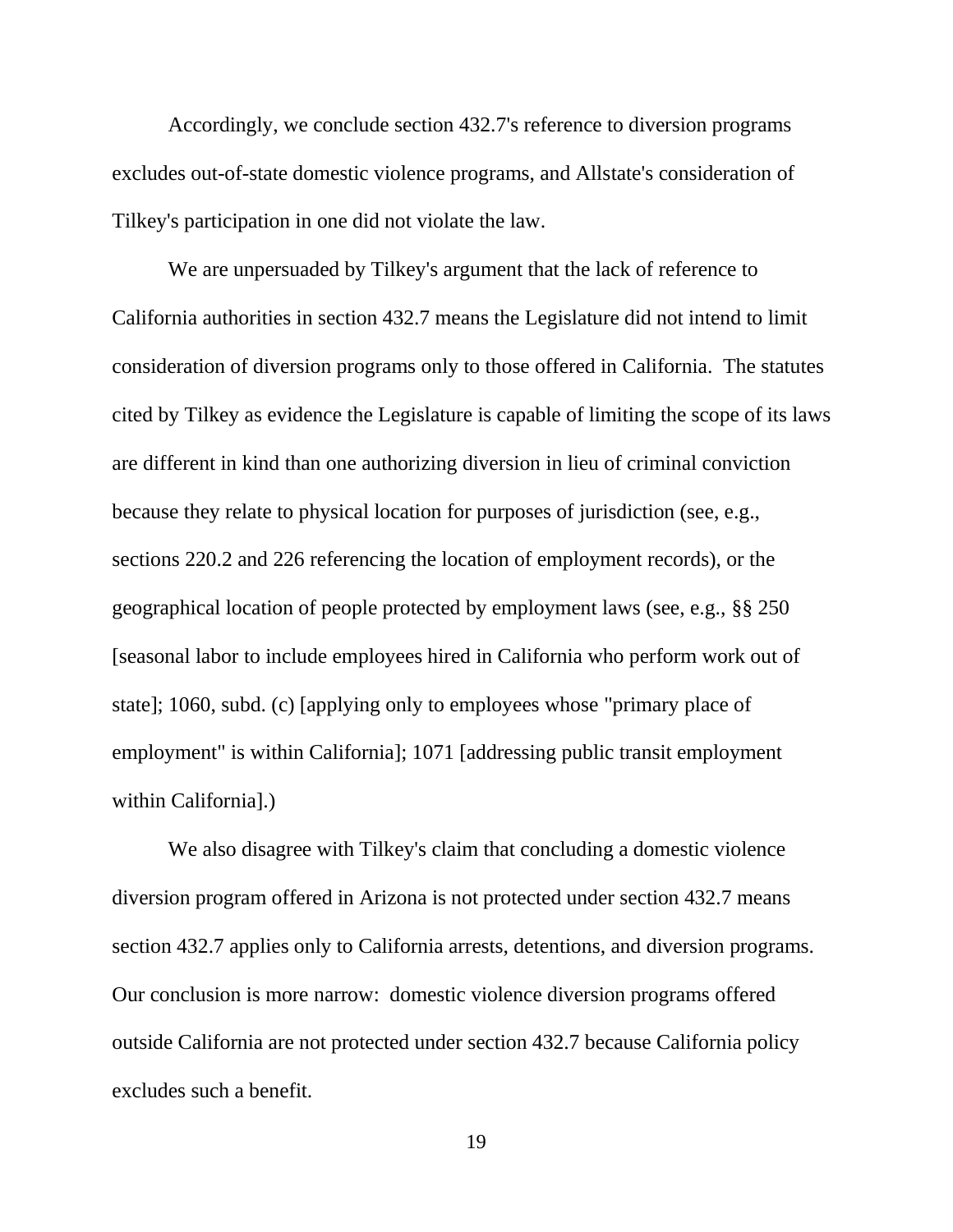Accordingly, we conclude section 432.7's reference to diversion programs excludes out-of-state domestic violence programs, and Allstate's consideration of Tilkey's participation in one did not violate the law.

We are unpersuaded by Tilkey's argument that the lack of reference to California authorities in section 432.7 means the Legislature did not intend to limit consideration of diversion programs only to those offered in California. The statutes cited by Tilkey as evidence the Legislature is capable of limiting the scope of its laws are different in kind than one authorizing diversion in lieu of criminal conviction because they relate to physical location for purposes of jurisdiction (see, e.g., sections 220.2 and 226 referencing the location of employment records), or the geographical location of people protected by employment laws (see, e.g., §§ 250 [seasonal labor to include employees hired in California who perform work out of state]; 1060, subd. (c) [applying only to employees whose "primary place of employment" is within California]; 1071 [addressing public transit employment within California].)

We also disagree with Tilkey's claim that concluding a domestic violence diversion program offered in Arizona is not protected under section 432.7 means section 432.7 applies only to California arrests, detentions, and diversion programs. Our conclusion is more narrow: domestic violence diversion programs offered outside California are not protected under section 432.7 because California policy excludes such a benefit.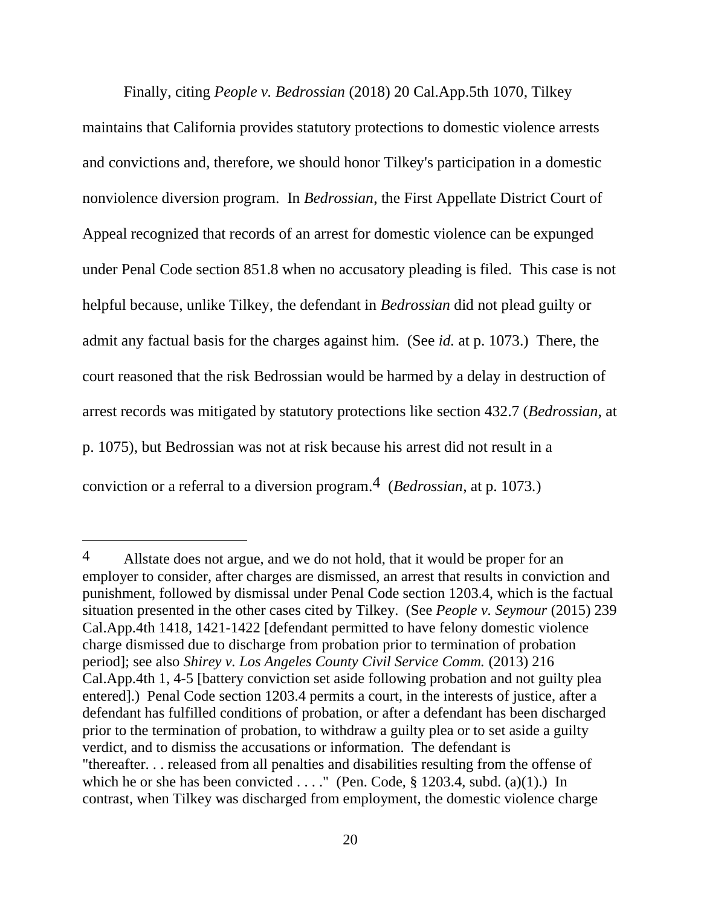Finally, citing *People v. Bedrossian* (2018) 20 Cal.App.5th 1070, Tilkey maintains that California provides statutory protections to domestic violence arrests and convictions and, therefore, we should honor Tilkey's participation in a domestic nonviolence diversion program. In *Bedrossian*, the First Appellate District Court of Appeal recognized that records of an arrest for domestic violence can be expunged under Penal Code section 851.8 when no accusatory pleading is filed. This case is not helpful because, unlike Tilkey, the defendant in *Bedrossian* did not plead guilty or admit any factual basis for the charges against him. (See *id.* at p. 1073.) There, the court reasoned that the risk Bedrossian would be harmed by a delay in destruction of arrest records was mitigated by statutory protections like section 432.7 (*Bedrossian*, at p. 1075), but Bedrossian was not at risk because his arrest did not result in a conviction or a referral to a diversion program.[4] (*Bedrossian*, at p. 1073.)

---

[4] Allstate does not argue, and we do not hold, that it would be proper for an employer to consider, after charges are dismissed, an arrest that results in conviction and punishment, followed by dismissal under Penal Code section 1203.4, which is the factual situation presented in the other cases cited by Tilkey. (See *People v. Seymour* (2015) 239 Cal.App.4th 1418, 1421-1422 [defendant permitted to have felony domestic violence charge dismissed due to discharge from probation prior to termination of probation period]; see also *Shirey v. Los Angeles County Civil Service Comm.* (2013) 216 Cal.App.4th 1, 4-5 [battery conviction set aside following probation and not guilty plea entered].) Penal Code section 1203.4 permits a court, in the interests of justice, after a defendant has fulfilled conditions of probation, or after a defendant has been discharged prior to the termination of probation, to withdraw a guilty plea or to set aside a guilty verdict, and to dismiss the accusations or information. The defendant is "thereafter. . . released from all penalties and disabilities resulting from the offense of which he or she has been convicted . . . ." (Pen. Code, § 1203.4, subd. (a)(1).) In contrast, when Tilkey was discharged from employment, the domestic violence charge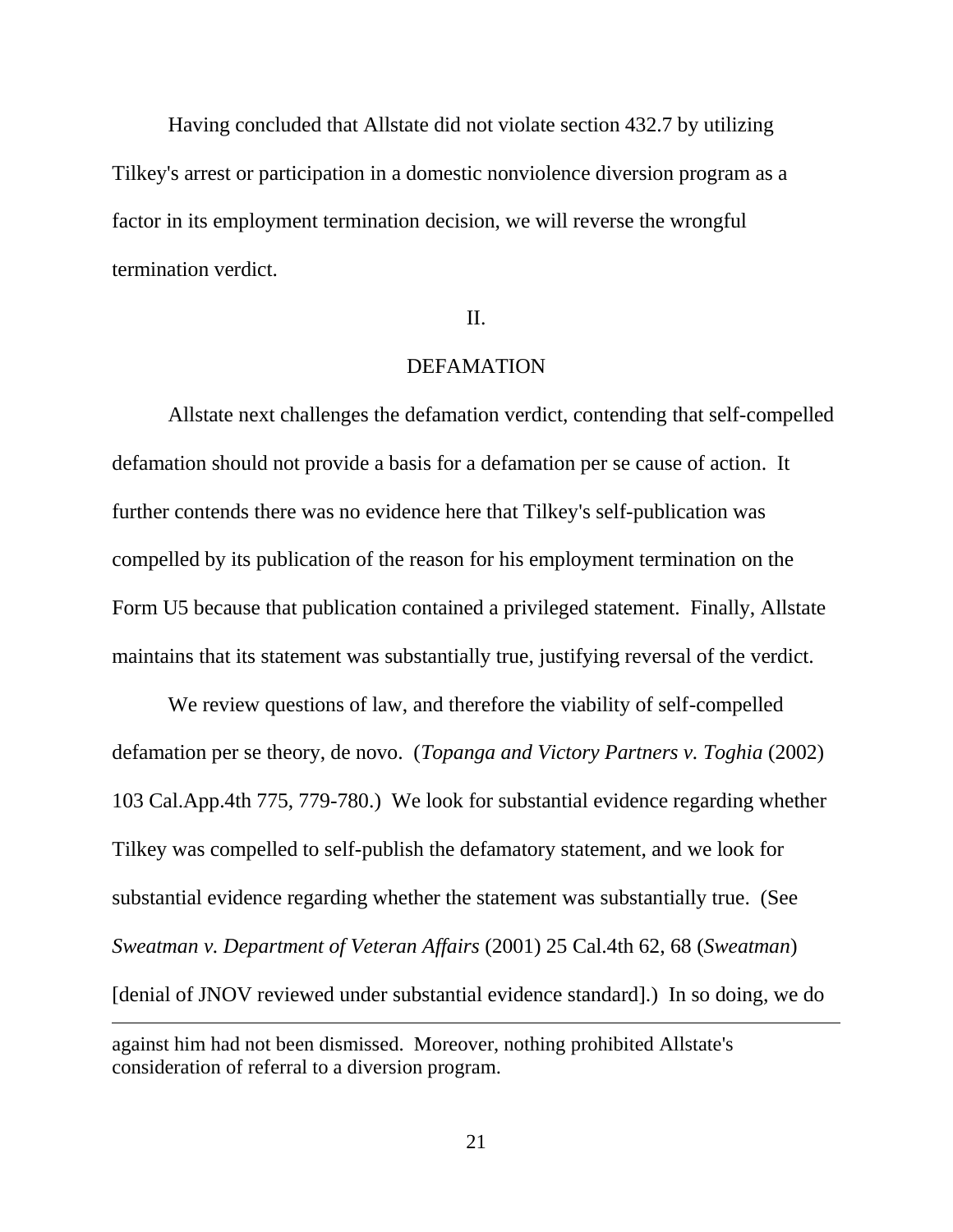Having concluded that Allstate did not violate section 432.7 by utilizing Tilkey's arrest or participation in a domestic nonviolence diversion program as a factor in its employment termination decision, we will reverse the wrongful termination verdict.

## II.

## DEFAMATION

Allstate next challenges the defamation verdict, contending that self-compelled defamation should not provide a basis for a defamation per se cause of action. It further contends there was no evidence here that Tilkey's self-publication was compelled by its publication of the reason for his employment termination on the Form U5 because that publication contained a privileged statement. Finally, Allstate maintains that its statement was substantially true, justifying reversal of the verdict.

We review questions of law, and therefore the viability of self-compelled defamation per se theory, de novo. (*Topanga and Victory Partners v. Toghia* (2002) 103 Cal.App.4th 775, 779-780.) We look for substantial evidence regarding whether Tilkey was compelled to self-publish the defamatory statement, and we look for substantial evidence regarding whether the statement was substantially true. (See *Sweatman v. Department of Veteran Affairs* (2001) 25 Cal.4th 62, 68 (*Sweatman*) [denial of JNOV reviewed under substantial evidence standard].) In so doing, we do

---

against him had not been dismissed. Moreover, nothing prohibited Allstate's consideration of referral to a diversion program.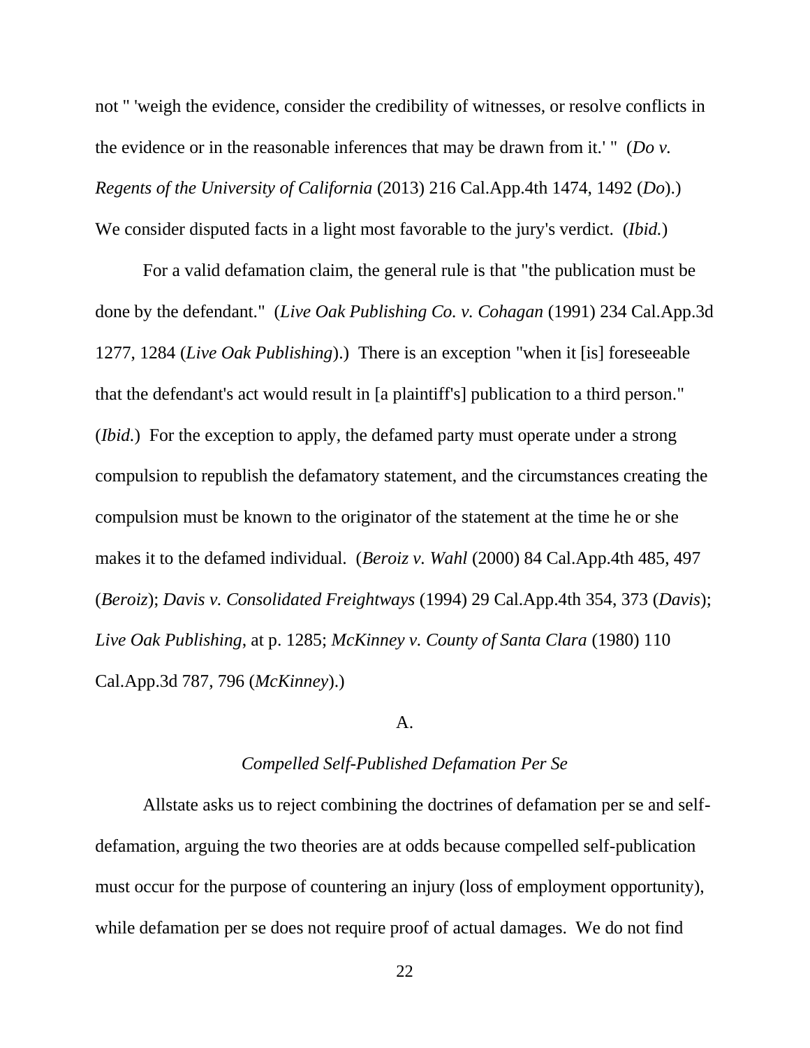not " 'weigh the evidence, consider the credibility of witnesses, or resolve conflicts in the evidence or in the reasonable inferences that may be drawn from it.' " (*Do v. Regents of the University of California* (2013) 216 Cal.App.4th 1474, 1492 (*Do*).) We consider disputed facts in a light most favorable to the jury's verdict. (*Ibid.*)

For a valid defamation claim, the general rule is that "the publication must be done by the defendant." (*Live Oak Publishing Co. v. Cohagan* (1991) 234 Cal.App.3d 1277, 1284 (*Live Oak Publishing*).) There is an exception "when it [is] foreseeable that the defendant's act would result in [a plaintiff's] publication to a third person." (*Ibid.*) For the exception to apply, the defamed party must operate under a strong compulsion to republish the defamatory statement, and the circumstances creating the compulsion must be known to the originator of the statement at the time he or she makes it to the defamed individual. (*Beroiz v. Wahl* (2000) 84 Cal.App.4th 485, 497 (*Beroiz*); *Davis v. Consolidated Freightways* (1994) 29 Cal.App.4th 354, 373 (*Davis*); *Live Oak Publishing*, at p. 1285; *McKinney v. County of Santa Clara* (1980) 110 Cal.App.3d 787, 796 (*McKinney*).)

## A.

### *Compelled Self-Published Defamation Per Se*

Allstate asks us to reject combining the doctrines of defamation per se and self-defamation, arguing the two theories are at odds because compelled self-publication must occur for the purpose of countering an injury (loss of employment opportunity), while defamation per se does not require proof of actual damages. We do not find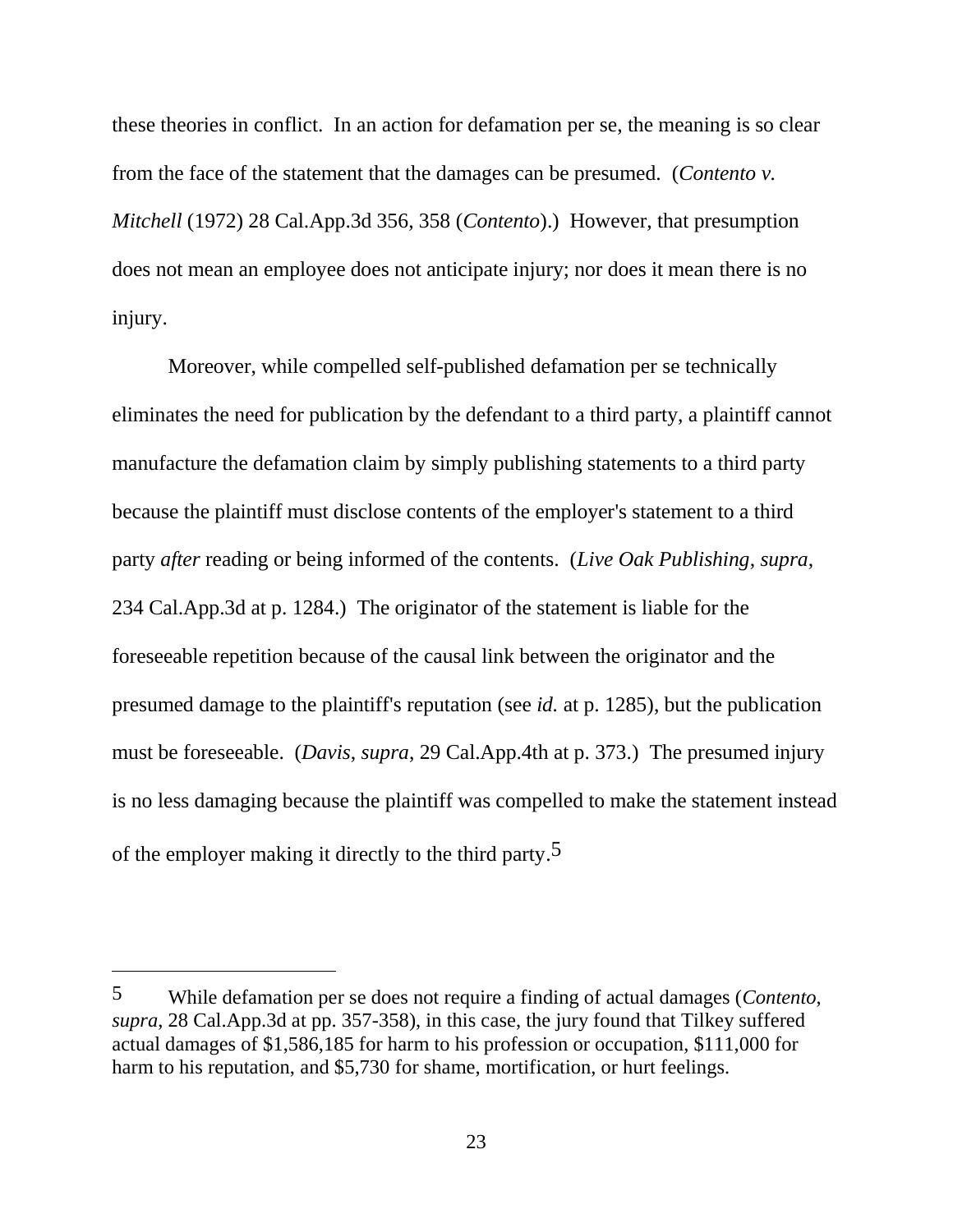these theories in conflict. In an action for defamation per se, the meaning is so clear from the face of the statement that the damages can be presumed. (*Contento v. Mitchell* (1972) 28 Cal.App.3d 356, 358 (*Contento*).) However, that presumption does not mean an employee does not anticipate injury; nor does it mean there is no injury.

Moreover, while compelled self-published defamation per se technically eliminates the need for publication by the defendant to a third party, a plaintiff cannot manufacture the defamation claim by simply publishing statements to a third party because the plaintiff must disclose contents of the employer's statement to a third party *after* reading or being informed of the contents. (*Live Oak Publishing*, *supra*, 234 Cal.App.3d at p. 1284.) The originator of the statement is liable for the foreseeable repetition because of the causal link between the originator and the presumed damage to the plaintiff's reputation (see *id.* at p. 1285), but the publication must be foreseeable. (*Davis*, *supra*, 29 Cal.App.4th at p. 373.) The presumed injury is no less damaging because the plaintiff was compelled to make the statement instead of the employer making it directly to the third party.[5]

---

[5] While defamation per se does not require a finding of actual damages (*Contento*, *supra*, 28 Cal.App.3d at pp. 357-358), in this case, the jury found that Tilkey suffered actual damages of $1,586,185 for harm to his profession or occupation, $111,000 for harm to his reputation, and $5,730 for shame, mortification, or hurt feelings.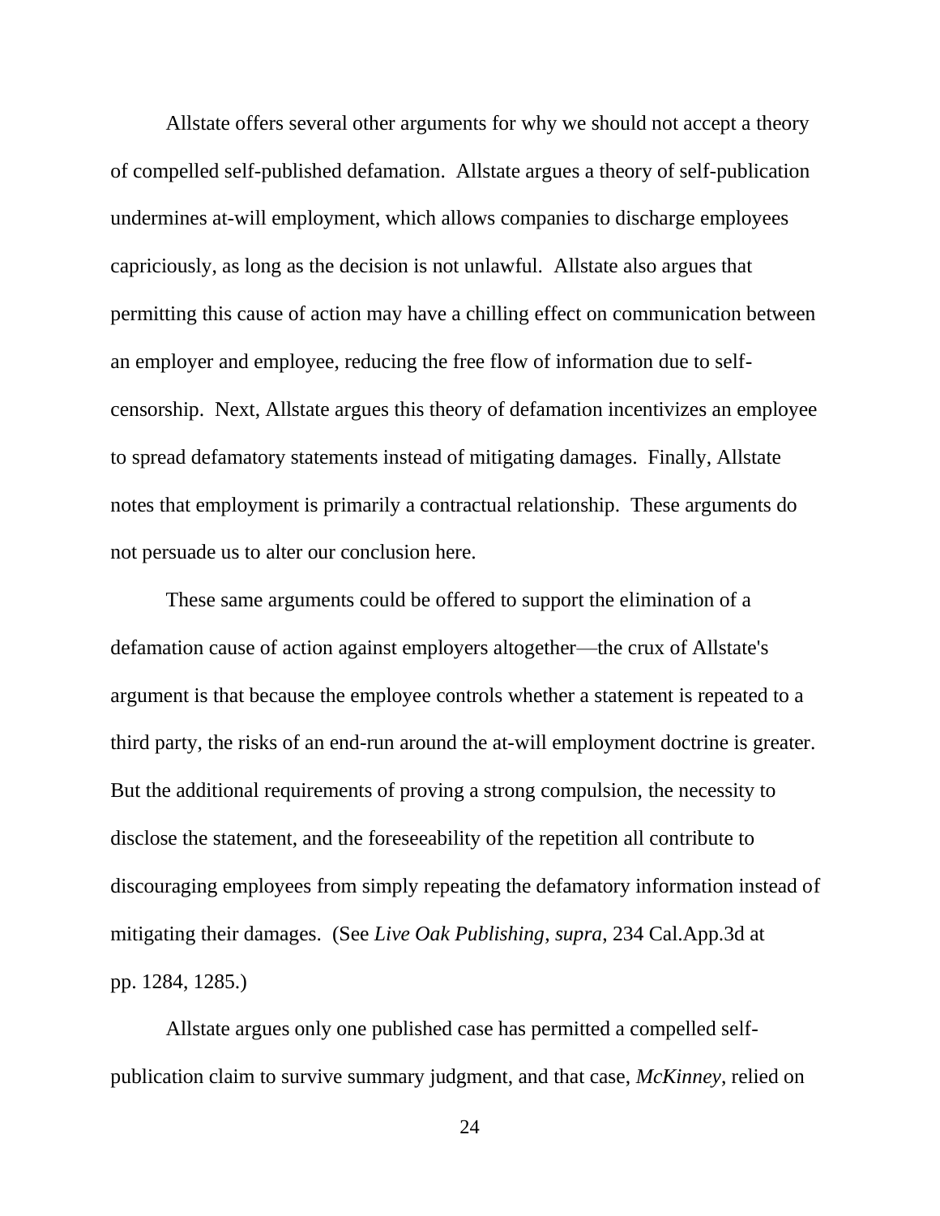Allstate offers several other arguments for why we should not accept a theory of compelled self-published defamation. Allstate argues a theory of self-publication undermines at-will employment, which allows companies to discharge employees capriciously, as long as the decision is not unlawful. Allstate also argues that permitting this cause of action may have a chilling effect on communication between an employer and employee, reducing the free flow of information due to self-censorship. Next, Allstate argues this theory of defamation incentivizes an employee to spread defamatory statements instead of mitigating damages. Finally, Allstate notes that employment is primarily a contractual relationship. These arguments do not persuade us to alter our conclusion here.

These same arguments could be offered to support the elimination of a defamation cause of action against employers altogether—the crux of Allstate's argument is that because the employee controls whether a statement is repeated to a third party, the risks of an end-run around the at-will employment doctrine is greater. But the additional requirements of proving a strong compulsion, the necessity to disclose the statement, and the foreseeability of the repetition all contribute to discouraging employees from simply repeating the defamatory information instead of mitigating their damages. (See *Live Oak Publishing*, *supra*, 234 Cal.App.3d at pp. 1284, 1285.)

Allstate argues only one published case has permitted a compelled self-publication claim to survive summary judgment, and that case, *McKinney*, relied on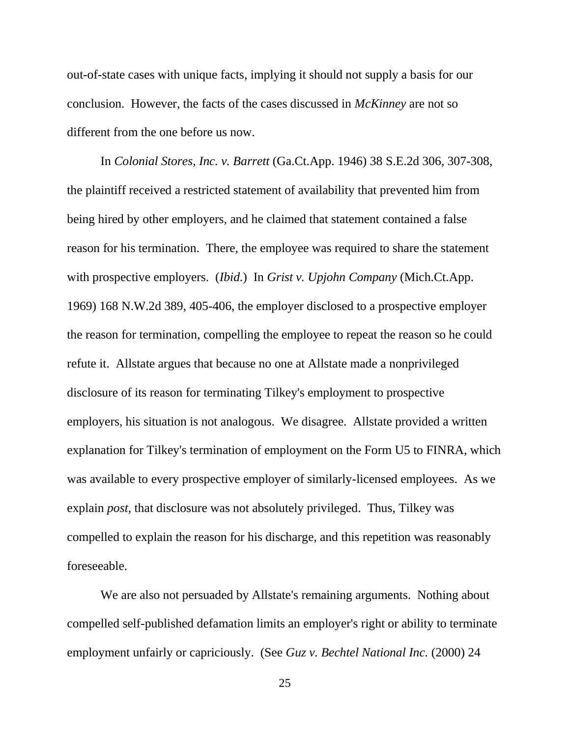out-of-state cases with unique facts, implying it should not supply a basis for our conclusion. However, the facts of the cases discussed in *McKinney* are not so different from the one before us now.

In *Colonial Stores, Inc. v. Barrett* (Ga.Ct.App. 1946) 38 S.E.2d 306, 307-308, the plaintiff received a restricted statement of availability that prevented him from being hired by other employers, and he claimed that statement contained a false reason for his termination. There, the employee was required to share the statement with prospective employers. (*Ibid.*) In *Grist v. Upjohn Company* (Mich.Ct.App. 1969) 168 N.W.2d 389, 405-406, the employer disclosed to a prospective employer the reason for termination, compelling the employee to repeat the reason so he could refute it. Allstate argues that because no one at Allstate made a nonprivileged disclosure of its reason for terminating Tilkey's employment to prospective employers, his situation is not analogous. We disagree. Allstate provided a written explanation for Tilkey's termination of employment on the Form U5 to FINRA, which was available to every prospective employer of similarly-licensed employees. As we explain *post*, that disclosure was not absolutely privileged. Thus, Tilkey was compelled to explain the reason for his discharge, and this repetition was reasonably foreseeable.

We are also not persuaded by Allstate's remaining arguments. Nothing about compelled self-published defamation limits an employer's right or ability to terminate employment unfairly or capriciously. (See *Guz v. Bechtel National Inc.* (2000) 24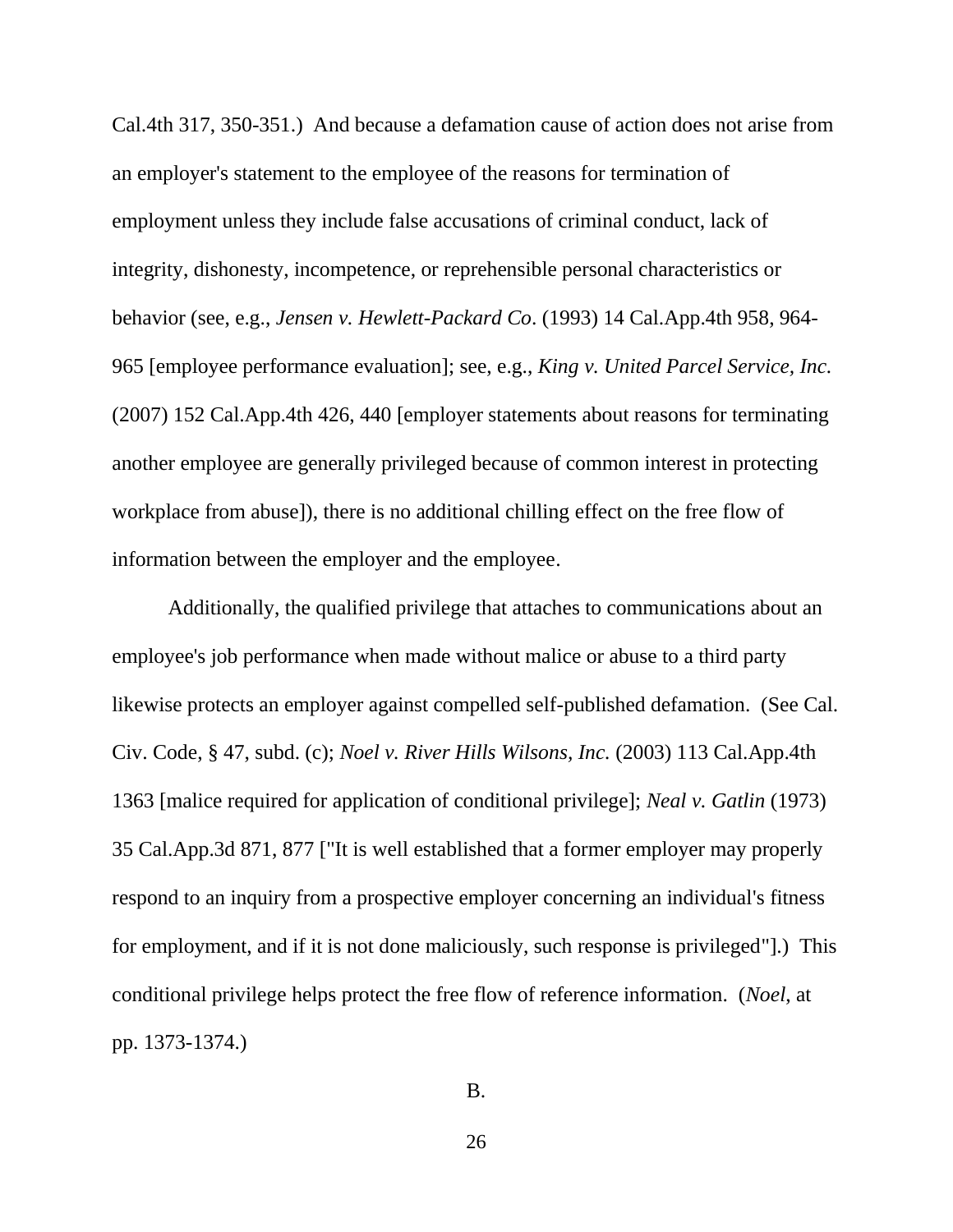Cal.4th 317, 350-351.) And because a defamation cause of action does not arise from an employer's statement to the employee of the reasons for termination of employment unless they include false accusations of criminal conduct, lack of integrity, dishonesty, incompetence, or reprehensible personal characteristics or behavior (see, e.g., *Jensen v. Hewlett-Packard Co*. (1993) 14 Cal.App.4th 958, 964-965 [employee performance evaluation]; see, e.g., *King v. United Parcel Service, Inc.* (2007) 152 Cal.App.4th 426, 440 [employer statements about reasons for terminating another employee are generally privileged because of common interest in protecting workplace from abuse]), there is no additional chilling effect on the free flow of information between the employer and the employee.

Additionally, the qualified privilege that attaches to communications about an employee's job performance when made without malice or abuse to a third party likewise protects an employer against compelled self-published defamation. (See Cal. Civ. Code, § 47, subd. (c); *Noel v. River Hills Wilsons, Inc.* (2003) 113 Cal.App.4th 1363 [malice required for application of conditional privilege]; *Neal v. Gatlin* (1973) 35 Cal.App.3d 871, 877 ["It is well established that a former employer may properly respond to an inquiry from a prospective employer concerning an individual's fitness for employment, and if it is not done maliciously, such response is privileged"].) This conditional privilege helps protect the free flow of reference information. (*Noel*, at pp. 1373-1374.)

B.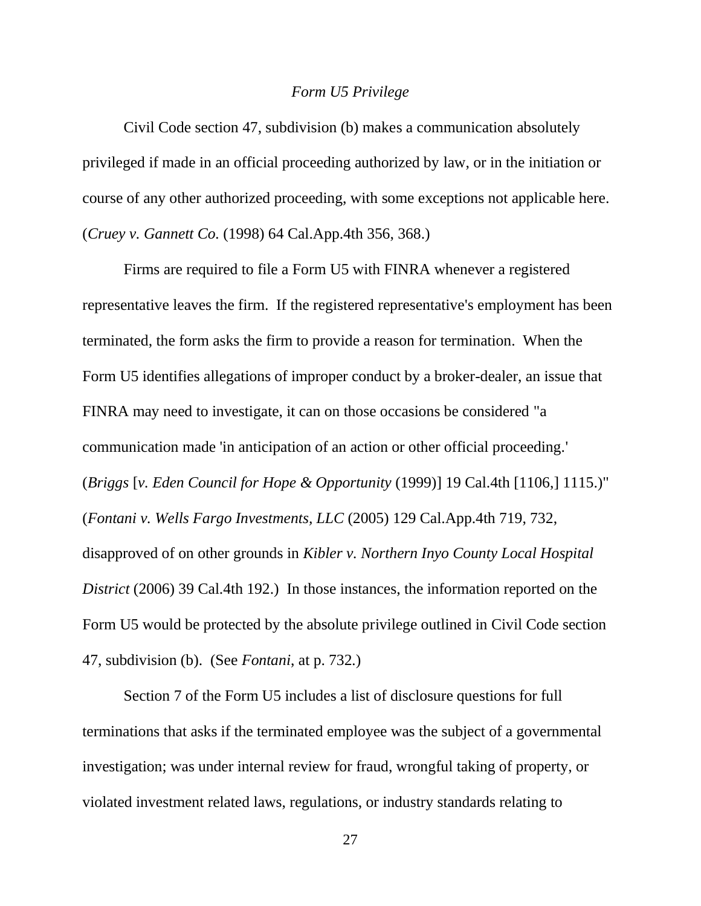*Form U5 Privilege*

Civil Code section 47, subdivision (b) makes a communication absolutely privileged if made in an official proceeding authorized by law, or in the initiation or course of any other authorized proceeding, with some exceptions not applicable here. (*Cruey v. Gannett Co.* (1998) 64 Cal.App.4th 356, 368.)

Firms are required to file a Form U5 with FINRA whenever a registered representative leaves the firm. If the registered representative's employment has been terminated, the form asks the firm to provide a reason for termination. When the Form U5 identifies allegations of improper conduct by a broker-dealer, an issue that FINRA may need to investigate, it can on those occasions be considered "a communication made 'in anticipation of an action or other official proceeding.' (*Briggs* [*v. Eden Council for Hope & Opportunity* (1999)] 19 Cal.4th [1106,] 1115.)" (*Fontani v. Wells Fargo Investments, LLC* (2005) 129 Cal.App.4th 719, 732, disapproved of on other grounds in *Kibler v. Northern Inyo County Local Hospital District* (2006) 39 Cal.4th 192.) In those instances, the information reported on the Form U5 would be protected by the absolute privilege outlined in Civil Code section 47, subdivision (b). (See *Fontani*, at p. 732.)

Section 7 of the Form U5 includes a list of disclosure questions for full terminations that asks if the terminated employee was the subject of a governmental investigation; was under internal review for fraud, wrongful taking of property, or violated investment related laws, regulations, or industry standards relating to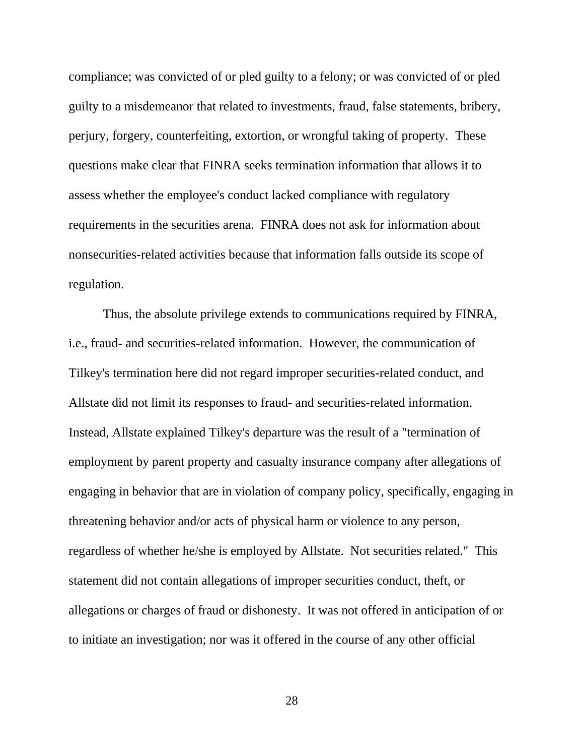compliance; was convicted of or pled guilty to a felony; or was convicted of or pled guilty to a misdemeanor that related to investments, fraud, false statements, bribery, perjury, forgery, counterfeiting, extortion, or wrongful taking of property. These questions make clear that FINRA seeks termination information that allows it to assess whether the employee's conduct lacked compliance with regulatory requirements in the securities arena. FINRA does not ask for information about nonsecurities-related activities because that information falls outside its scope of regulation.

Thus, the absolute privilege extends to communications required by FINRA, i.e., fraud- and securities-related information. However, the communication of Tilkey's termination here did not regard improper securities-related conduct, and Allstate did not limit its responses to fraud- and securities-related information. Instead, Allstate explained Tilkey's departure was the result of a "termination of employment by parent property and casualty insurance company after allegations of engaging in behavior that are in violation of company policy, specifically, engaging in threatening behavior and/or acts of physical harm or violence to any person, regardless of whether he/she is employed by Allstate. Not securities related." This statement did not contain allegations of improper securities conduct, theft, or allegations or charges of fraud or dishonesty. It was not offered in anticipation of or to initiate an investigation; nor was it offered in the course of any other official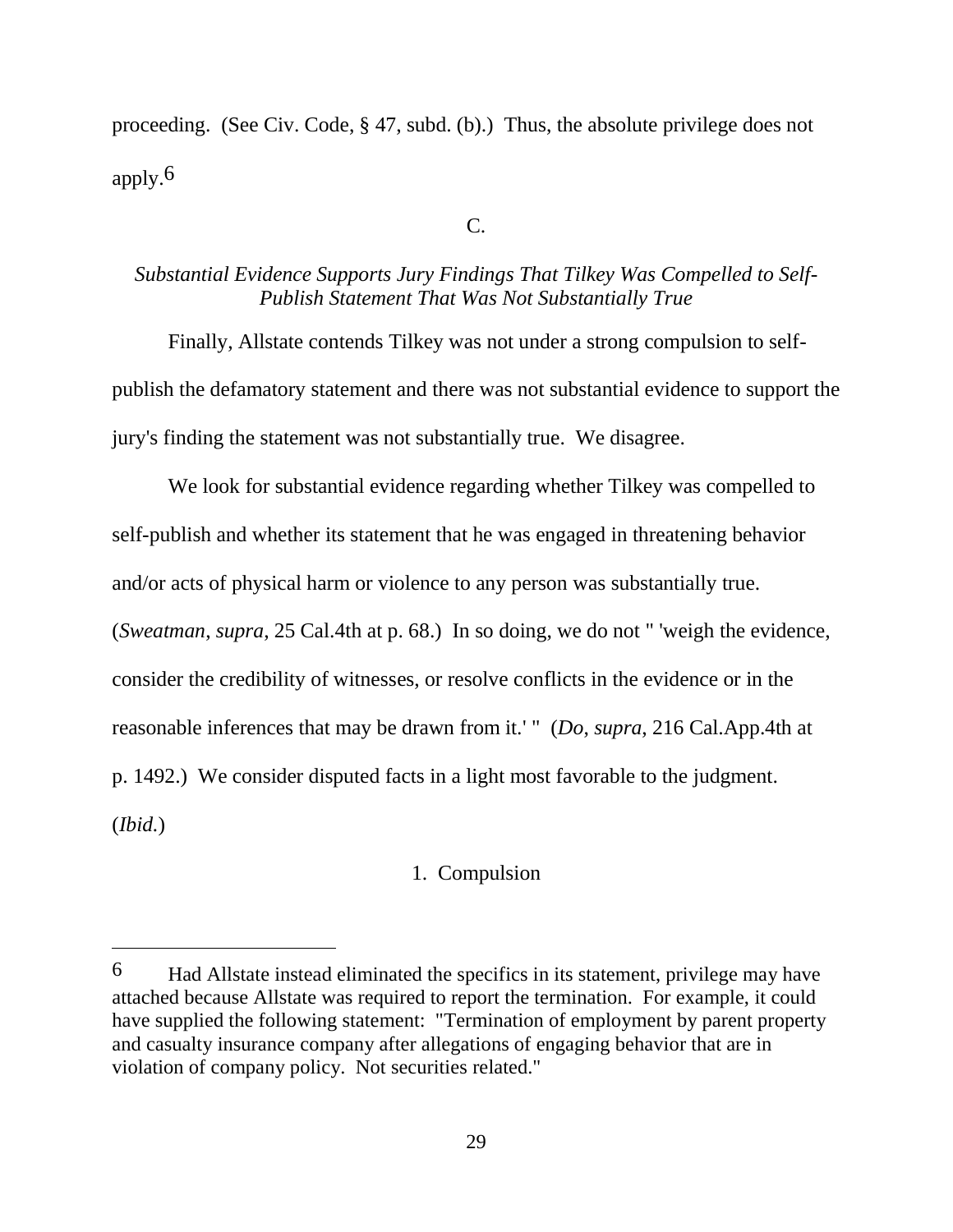proceeding. (See Civ. Code, § 47, subd. (b).) Thus, the absolute privilege does not apply.[6]

C.

*Substantial Evidence Supports Jury Findings That Tilkey Was Compelled to Self-Publish Statement That Was Not Substantially True*

Finally, Allstate contends Tilkey was not under a strong compulsion to self-publish the defamatory statement and there was not substantial evidence to support the jury's finding the statement was not substantially true. We disagree.

We look for substantial evidence regarding whether Tilkey was compelled to self-publish and whether its statement that he was engaged in threatening behavior and/or acts of physical harm or violence to any person was substantially true. (*Sweatman*, *supra*, 25 Cal.4th at p. 68.) In so doing, we do not " 'weigh the evidence, consider the credibility of witnesses, or resolve conflicts in the evidence or in the reasonable inferences that may be drawn from it.' " (*Do*, *supra*, 216 Cal.App.4th at p. 1492.) We consider disputed facts in a light most favorable to the judgment. (*Ibid.*)

1. Compulsion

---

[6] Had Allstate instead eliminated the specifics in its statement, privilege may have attached because Allstate was required to report the termination. For example, it could have supplied the following statement: "Termination of employment by parent property and casualty insurance company after allegations of engaging behavior that are in violation of company policy. Not securities related."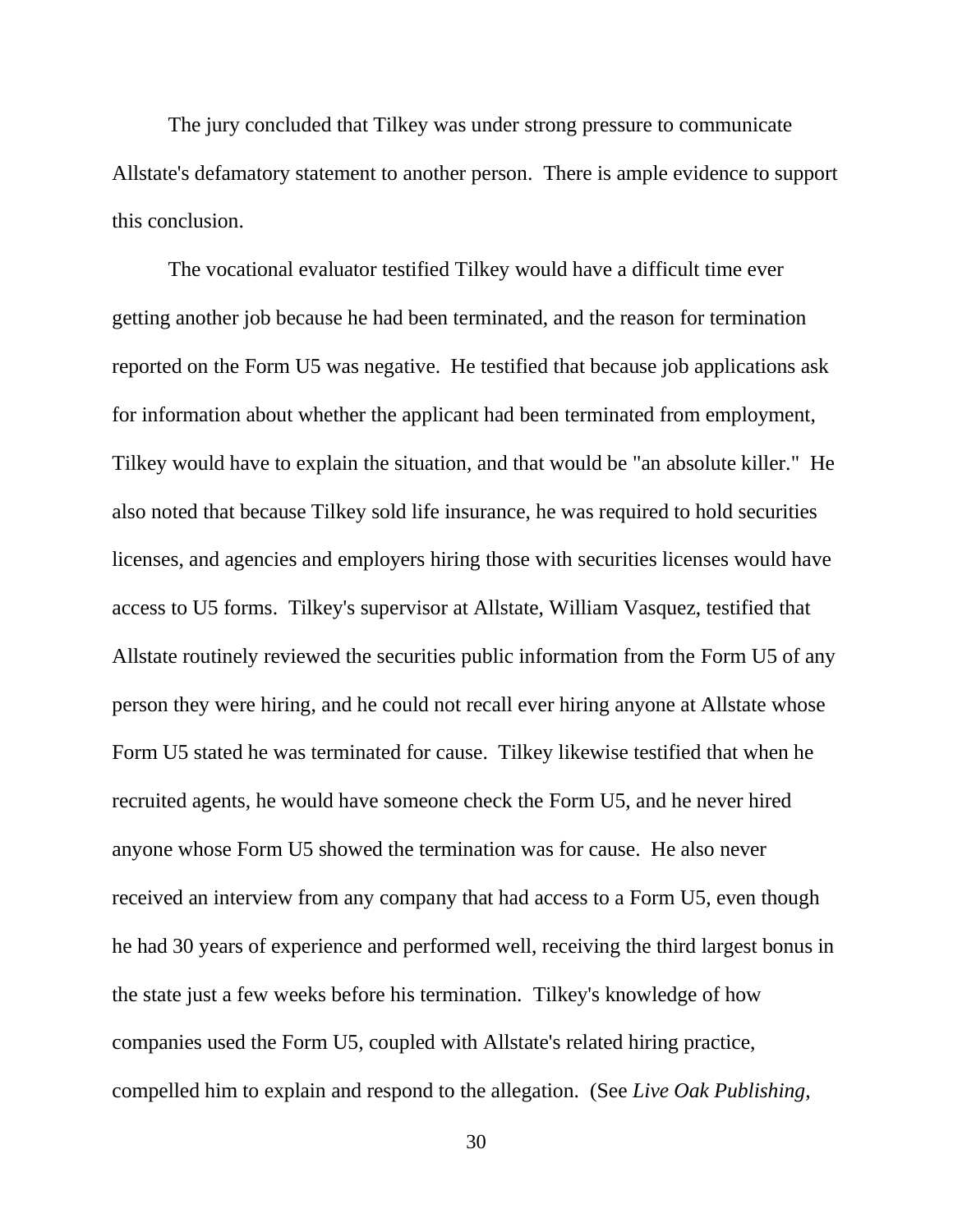The jury concluded that Tilkey was under strong pressure to communicate Allstate's defamatory statement to another person. There is ample evidence to support this conclusion.

The vocational evaluator testified Tilkey would have a difficult time ever getting another job because he had been terminated, and the reason for termination reported on the Form U5 was negative. He testified that because job applications ask for information about whether the applicant had been terminated from employment, Tilkey would have to explain the situation, and that would be "an absolute killer." He also noted that because Tilkey sold life insurance, he was required to hold securities licenses, and agencies and employers hiring those with securities licenses would have access to U5 forms. Tilkey's supervisor at Allstate, William Vasquez, testified that Allstate routinely reviewed the securities public information from the Form U5 of any person they were hiring, and he could not recall ever hiring anyone at Allstate whose Form U5 stated he was terminated for cause. Tilkey likewise testified that when he recruited agents, he would have someone check the Form U5, and he never hired anyone whose Form U5 showed the termination was for cause. He also never received an interview from any company that had access to a Form U5, even though he had 30 years of experience and performed well, receiving the third largest bonus in the state just a few weeks before his termination. Tilkey's knowledge of how companies used the Form U5, coupled with Allstate's related hiring practice, compelled him to explain and respond to the allegation. (See *Live Oak Publishing*,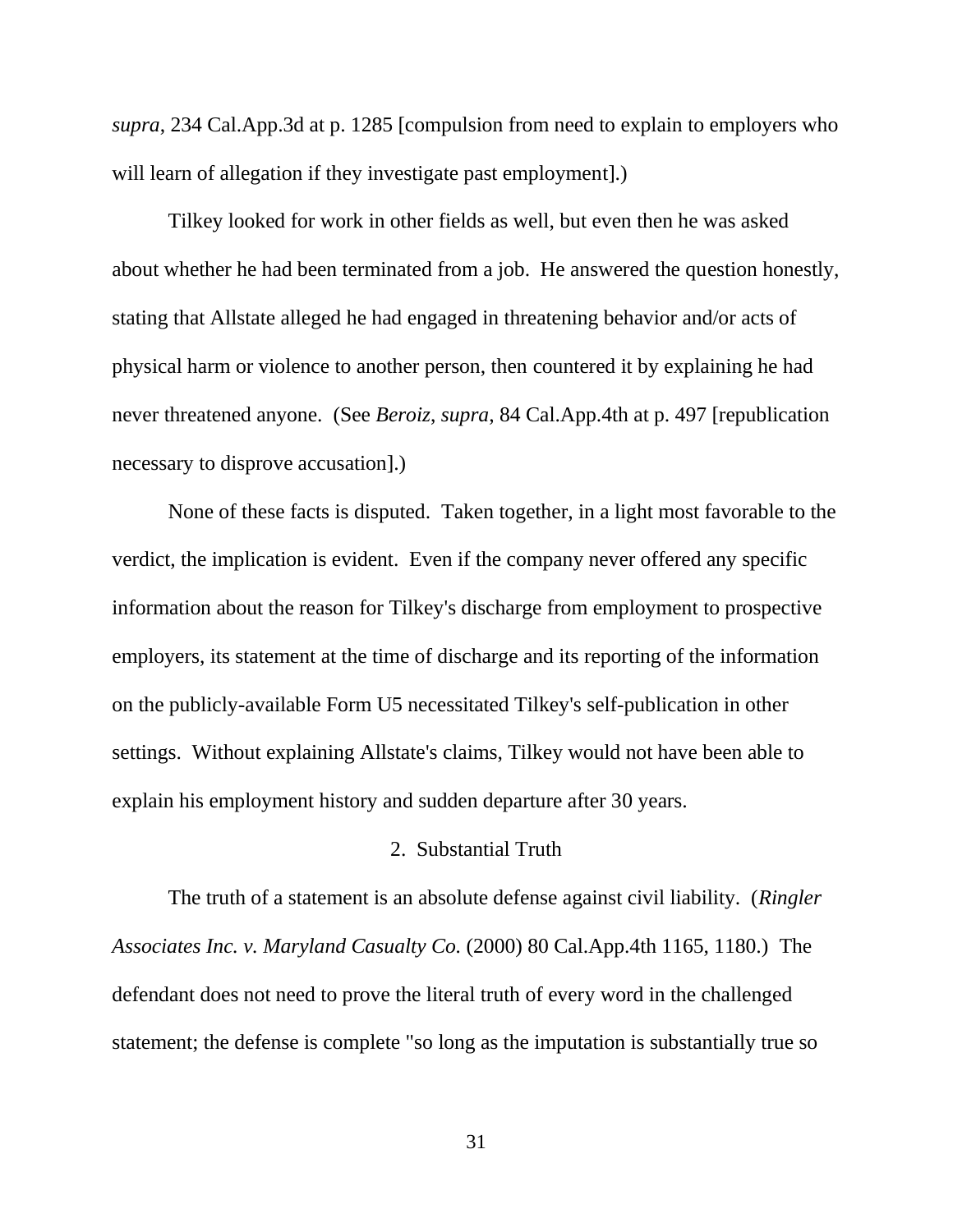*supra*, 234 Cal.App.3d at p. 1285 [compulsion from need to explain to employers who will learn of allegation if they investigate past employment].)

Tilkey looked for work in other fields as well, but even then he was asked about whether he had been terminated from a job. He answered the question honestly, stating that Allstate alleged he had engaged in threatening behavior and/or acts of physical harm or violence to another person, then countered it by explaining he had never threatened anyone. (See *Beroiz*, *supra*, 84 Cal.App.4th at p. 497 [republication necessary to disprove accusation].)

None of these facts is disputed. Taken together, in a light most favorable to the verdict, the implication is evident. Even if the company never offered any specific information about the reason for Tilkey's discharge from employment to prospective employers, its statement at the time of discharge and its reporting of the information on the publicly-available Form U5 necessitated Tilkey's self-publication in other settings. Without explaining Allstate's claims, Tilkey would not have been able to explain his employment history and sudden departure after 30 years.

2. Substantial Truth

The truth of a statement is an absolute defense against civil liability. (*Ringler Associates Inc. v. Maryland Casualty Co.* (2000) 80 Cal.App.4th 1165, 1180.) The defendant does not need to prove the literal truth of every word in the challenged statement; the defense is complete "so long as the imputation is substantially true so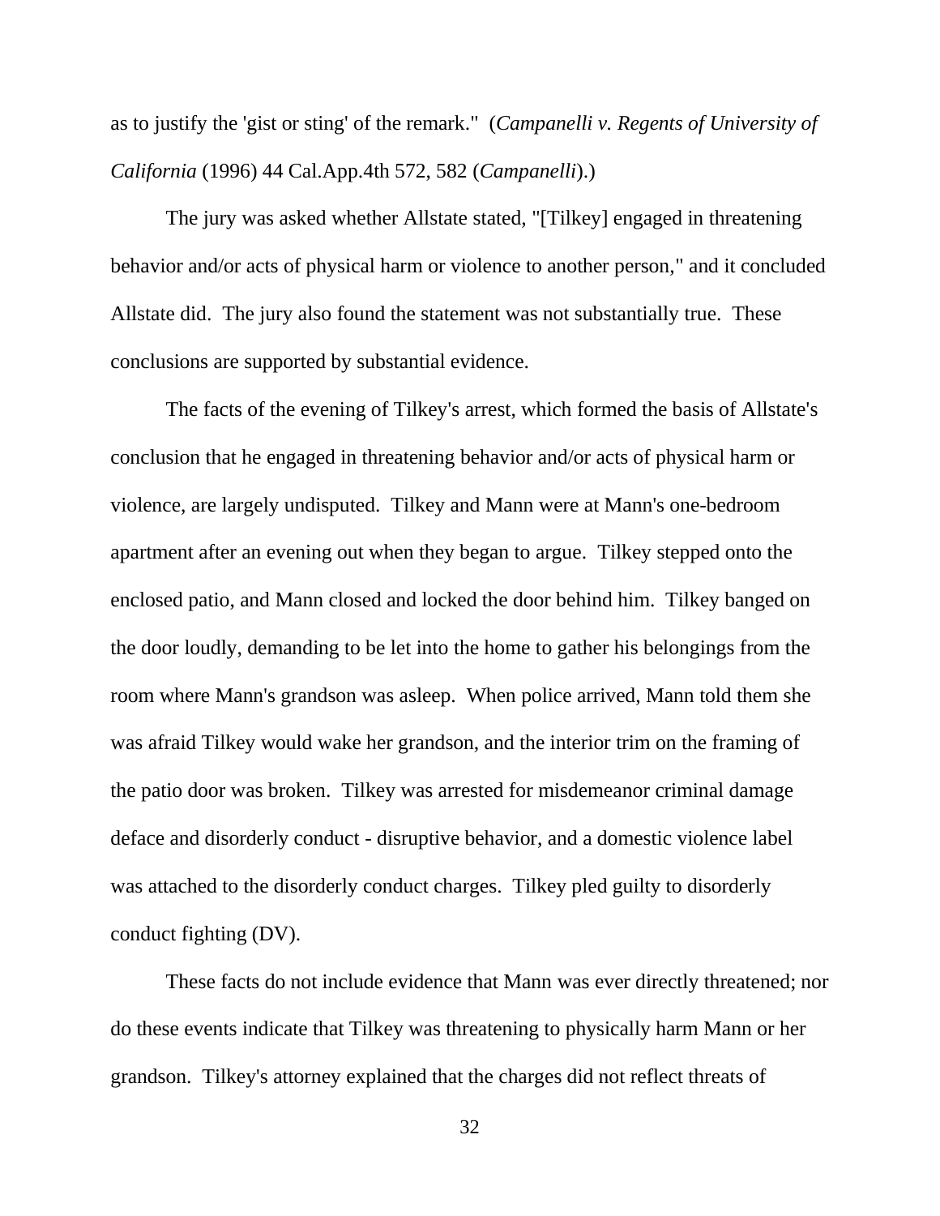as to justify the 'gist or sting' of the remark." (*Campanelli v. Regents of University of California* (1996) 44 Cal.App.4th 572, 582 (*Campanelli*).)

The jury was asked whether Allstate stated, "[Tilkey] engaged in threatening behavior and/or acts of physical harm or violence to another person," and it concluded Allstate did. The jury also found the statement was not substantially true. These conclusions are supported by substantial evidence.

The facts of the evening of Tilkey's arrest, which formed the basis of Allstate's conclusion that he engaged in threatening behavior and/or acts of physical harm or violence, are largely undisputed. Tilkey and Mann were at Mann's one-bedroom apartment after an evening out when they began to argue. Tilkey stepped onto the enclosed patio, and Mann closed and locked the door behind him. Tilkey banged on the door loudly, demanding to be let into the home to gather his belongings from the room where Mann's grandson was asleep. When police arrived, Mann told them she was afraid Tilkey would wake her grandson, and the interior trim on the framing of the patio door was broken. Tilkey was arrested for misdemeanor criminal damage deface and disorderly conduct - disruptive behavior, and a domestic violence label was attached to the disorderly conduct charges. Tilkey pled guilty to disorderly conduct fighting (DV).

These facts do not include evidence that Mann was ever directly threatened; nor do these events indicate that Tilkey was threatening to physically harm Mann or her grandson. Tilkey's attorney explained that the charges did not reflect threats of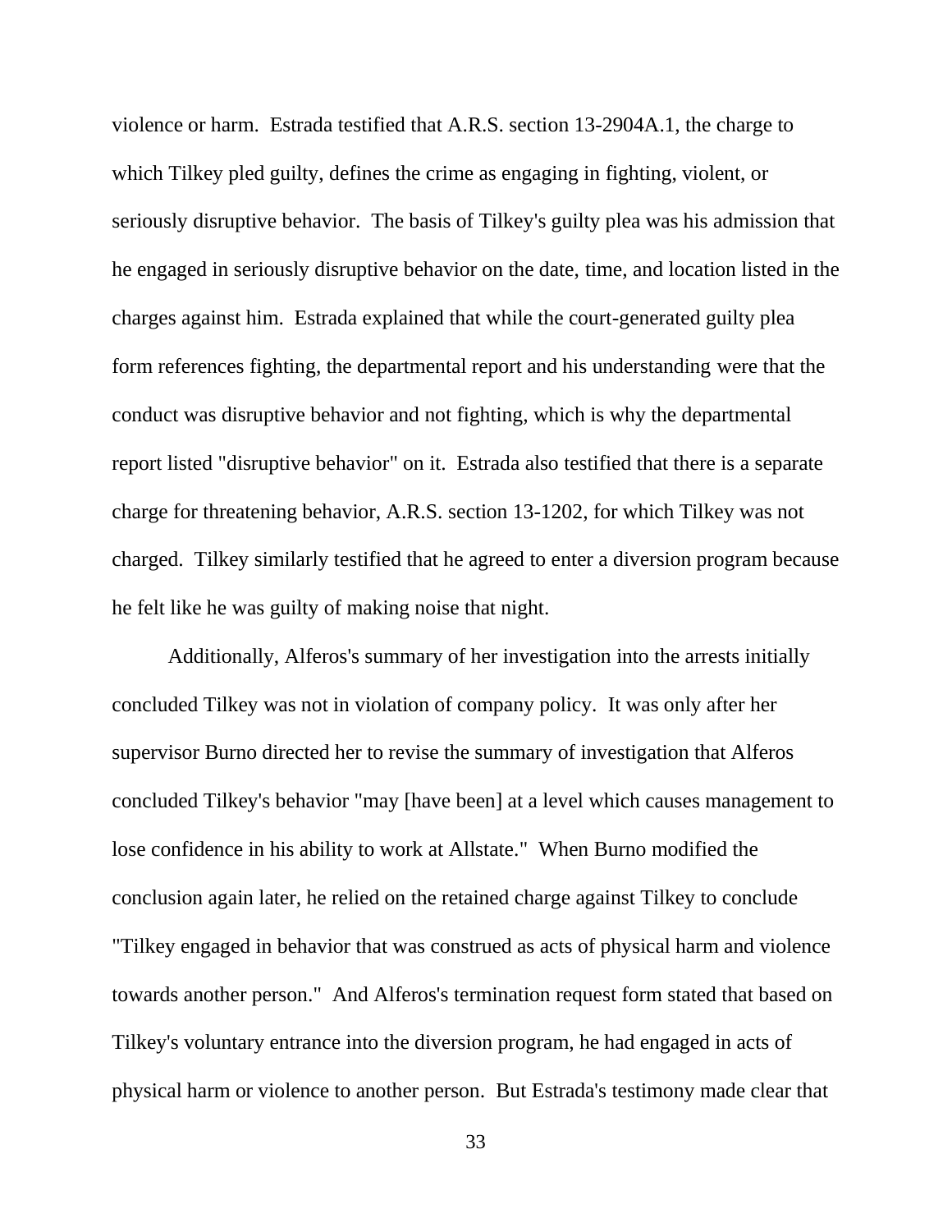violence or harm. Estrada testified that A.R.S. section 13-2904A.1, the charge to which Tilkey pled guilty, defines the crime as engaging in fighting, violent, or seriously disruptive behavior. The basis of Tilkey's guilty plea was his admission that he engaged in seriously disruptive behavior on the date, time, and location listed in the charges against him. Estrada explained that while the court-generated guilty plea form references fighting, the departmental report and his understanding were that the conduct was disruptive behavior and not fighting, which is why the departmental report listed "disruptive behavior" on it. Estrada also testified that there is a separate charge for threatening behavior, A.R.S. section 13-1202, for which Tilkey was not charged. Tilkey similarly testified that he agreed to enter a diversion program because he felt like he was guilty of making noise that night.

Additionally, Alferos's summary of her investigation into the arrests initially concluded Tilkey was not in violation of company policy. It was only after her supervisor Burno directed her to revise the summary of investigation that Alferos concluded Tilkey's behavior "may [have been] at a level which causes management to lose confidence in his ability to work at Allstate." When Burno modified the conclusion again later, he relied on the retained charge against Tilkey to conclude "Tilkey engaged in behavior that was construed as acts of physical harm and violence towards another person." And Alferos's termination request form stated that based on Tilkey's voluntary entrance into the diversion program, he had engaged in acts of physical harm or violence to another person. But Estrada's testimony made clear that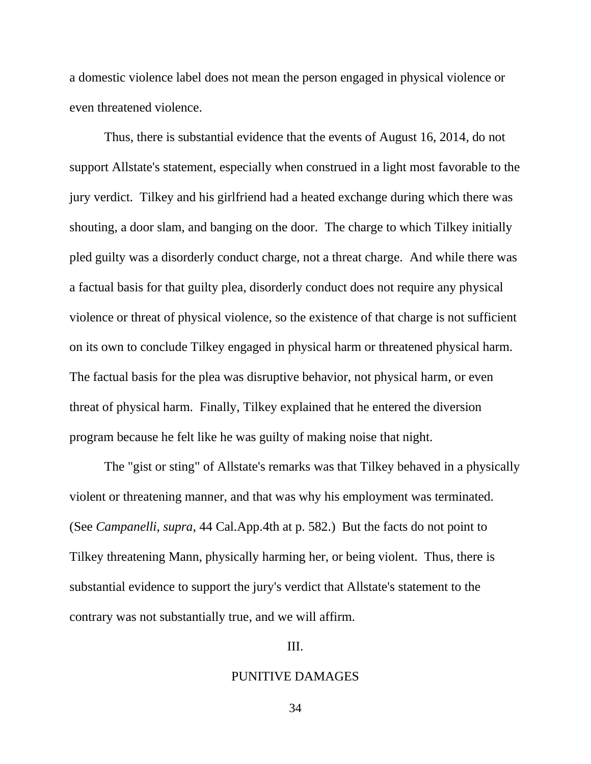a domestic violence label does not mean the person engaged in physical violence or even threatened violence.

Thus, there is substantial evidence that the events of August 16, 2014, do not support Allstate's statement, especially when construed in a light most favorable to the jury verdict. Tilkey and his girlfriend had a heated exchange during which there was shouting, a door slam, and banging on the door. The charge to which Tilkey initially pled guilty was a disorderly conduct charge, not a threat charge. And while there was a factual basis for that guilty plea, disorderly conduct does not require any physical violence or threat of physical violence, so the existence of that charge is not sufficient on its own to conclude Tilkey engaged in physical harm or threatened physical harm. The factual basis for the plea was disruptive behavior, not physical harm, or even threat of physical harm. Finally, Tilkey explained that he entered the diversion program because he felt like he was guilty of making noise that night.

The "gist or sting" of Allstate's remarks was that Tilkey behaved in a physically violent or threatening manner, and that was why his employment was terminated. (See *Campanelli*, *supra*, 44 Cal.App.4th at p. 582.) But the facts do not point to Tilkey threatening Mann, physically harming her, or being violent. Thus, there is substantial evidence to support the jury's verdict that Allstate's statement to the contrary was not substantially true, and we will affirm.

III.

PUNITIVE DAMAGES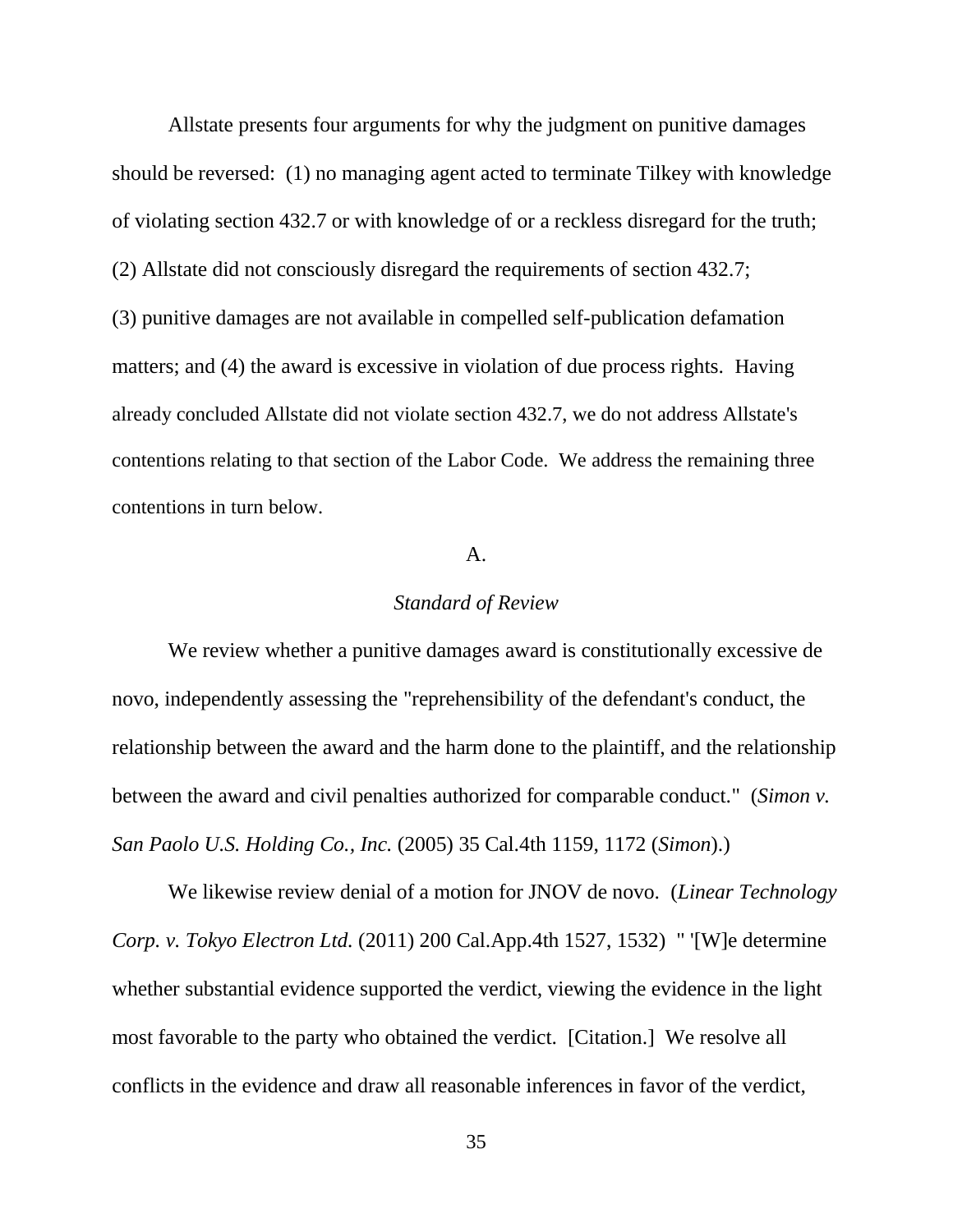Allstate presents four arguments for why the judgment on punitive damages should be reversed: (1) no managing agent acted to terminate Tilkey with knowledge of violating section 432.7 or with knowledge of or a reckless disregard for the truth; (2) Allstate did not consciously disregard the requirements of section 432.7; (3) punitive damages are not available in compelled self-publication defamation matters; and (4) the award is excessive in violation of due process rights. Having already concluded Allstate did not violate section 432.7, we do not address Allstate's contentions relating to that section of the Labor Code. We address the remaining three contentions in turn below.

A.

*Standard of Review*

We review whether a punitive damages award is constitutionally excessive de novo, independently assessing the "reprehensibility of the defendant's conduct, the relationship between the award and the harm done to the plaintiff, and the relationship between the award and civil penalties authorized for comparable conduct." (*Simon v. San Paolo U.S. Holding Co., Inc.* (2005) 35 Cal.4th 1159, 1172 (*Simon*).)

We likewise review denial of a motion for JNOV de novo. (*Linear Technology Corp. v. Tokyo Electron Ltd.* (2011) 200 Cal.App.4th 1527, 1532) " '[W]e determine whether substantial evidence supported the verdict, viewing the evidence in the light most favorable to the party who obtained the verdict. [Citation.] We resolve all conflicts in the evidence and draw all reasonable inferences in favor of the verdict,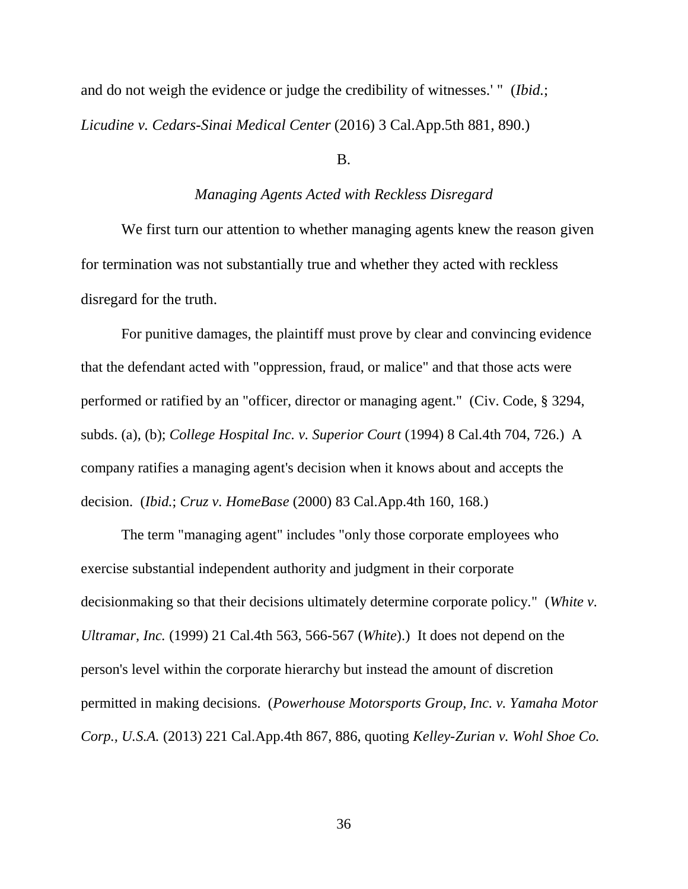and do not weigh the evidence or judge the credibility of witnesses.' " (*Ibid.*; *Licudine v. Cedars-Sinai Medical Center* (2016) 3 Cal.App.5th 881, 890.)

B.

*Managing Agents Acted with Reckless Disregard*

We first turn our attention to whether managing agents knew the reason given for termination was not substantially true and whether they acted with reckless disregard for the truth.

For punitive damages, the plaintiff must prove by clear and convincing evidence that the defendant acted with "oppression, fraud, or malice" and that those acts were performed or ratified by an "officer, director or managing agent." (Civ. Code, § 3294, subds. (a), (b); *College Hospital Inc. v. Superior Court* (1994) 8 Cal.4th 704, 726.) A company ratifies a managing agent's decision when it knows about and accepts the decision. (*Ibid.*; *Cruz v. HomeBase* (2000) 83 Cal.App.4th 160, 168.)

The term "managing agent" includes "only those corporate employees who exercise substantial independent authority and judgment in their corporate decisionmaking so that their decisions ultimately determine corporate policy." (*White v. Ultramar, Inc.* (1999) 21 Cal.4th 563, 566-567 (*White*).) It does not depend on the person's level within the corporate hierarchy but instead the amount of discretion permitted in making decisions. (*Powerhouse Motorsports Group, Inc. v. Yamaha Motor Corp., U.S.A.* (2013) 221 Cal.App.4th 867, 886, quoting *Kelley-Zurian v. Wohl Shoe Co.*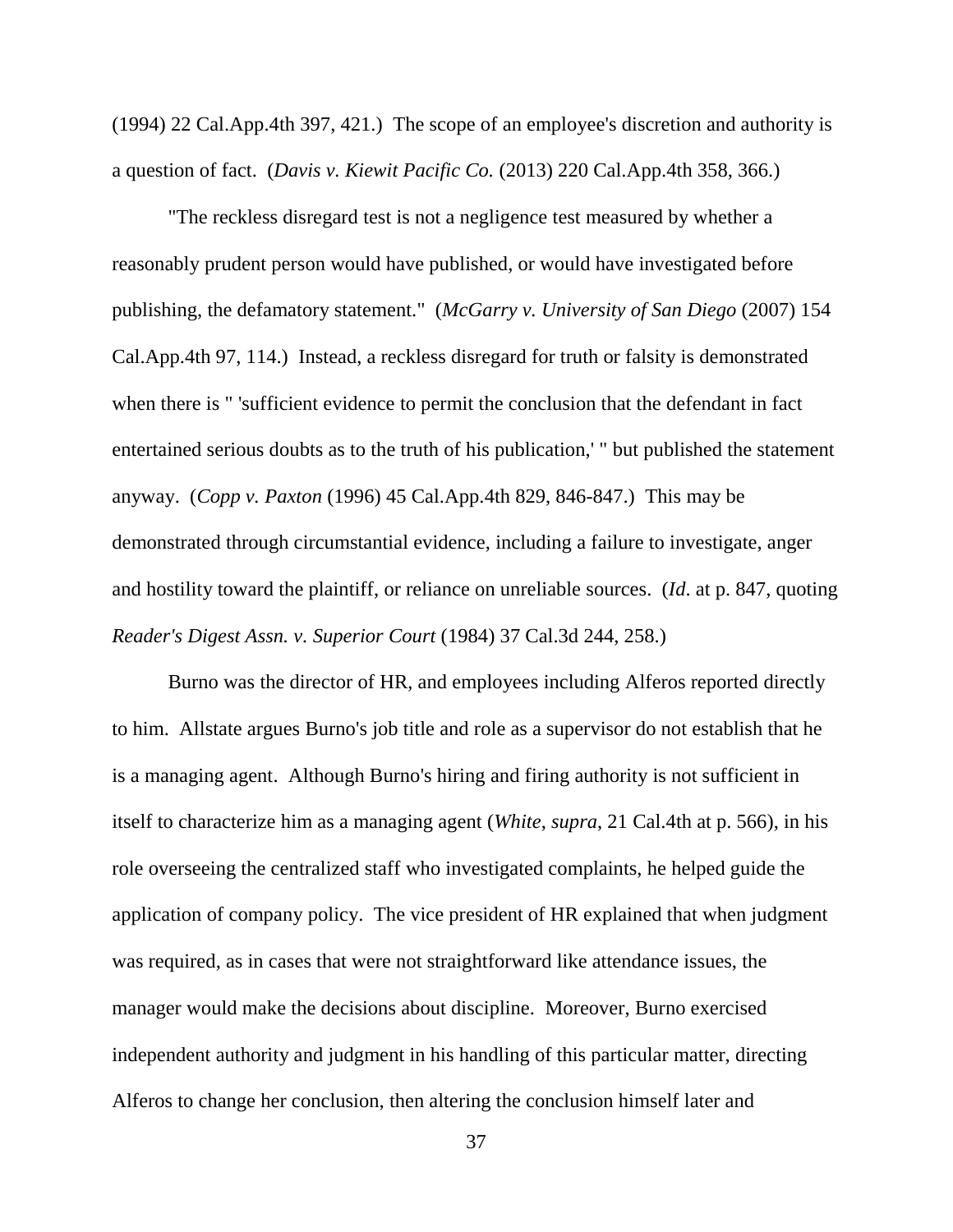(1994) 22 Cal.App.4th 397, 421.) The scope of an employee's discretion and authority is a question of fact. (*Davis v. Kiewit Pacific Co.* (2013) 220 Cal.App.4th 358, 366.)

"The reckless disregard test is not a negligence test measured by whether a reasonably prudent person would have published, or would have investigated before publishing, the defamatory statement." (*McGarry v. University of San Diego* (2007) 154 Cal.App.4th 97, 114.) Instead, a reckless disregard for truth or falsity is demonstrated when there is " 'sufficient evidence to permit the conclusion that the defendant in fact entertained serious doubts as to the truth of his publication,' " but published the statement anyway. (*Copp v. Paxton* (1996) 45 Cal.App.4th 829, 846-847.) This may be demonstrated through circumstantial evidence, including a failure to investigate, anger and hostility toward the plaintiff, or reliance on unreliable sources. (*Id*. at p. 847, quoting *Reader's Digest Assn. v. Superior Court* (1984) 37 Cal.3d 244, 258.)

Burno was the director of HR, and employees including Alferos reported directly to him. Allstate argues Burno's job title and role as a supervisor do not establish that he is a managing agent. Although Burno's hiring and firing authority is not sufficient in itself to characterize him as a managing agent (*White*, *supra*, 21 Cal.4th at p. 566), in his role overseeing the centralized staff who investigated complaints, he helped guide the application of company policy. The vice president of HR explained that when judgment was required, as in cases that were not straightforward like attendance issues, the manager would make the decisions about discipline. Moreover, Burno exercised independent authority and judgment in his handling of this particular matter, directing Alferos to change her conclusion, then altering the conclusion himself later and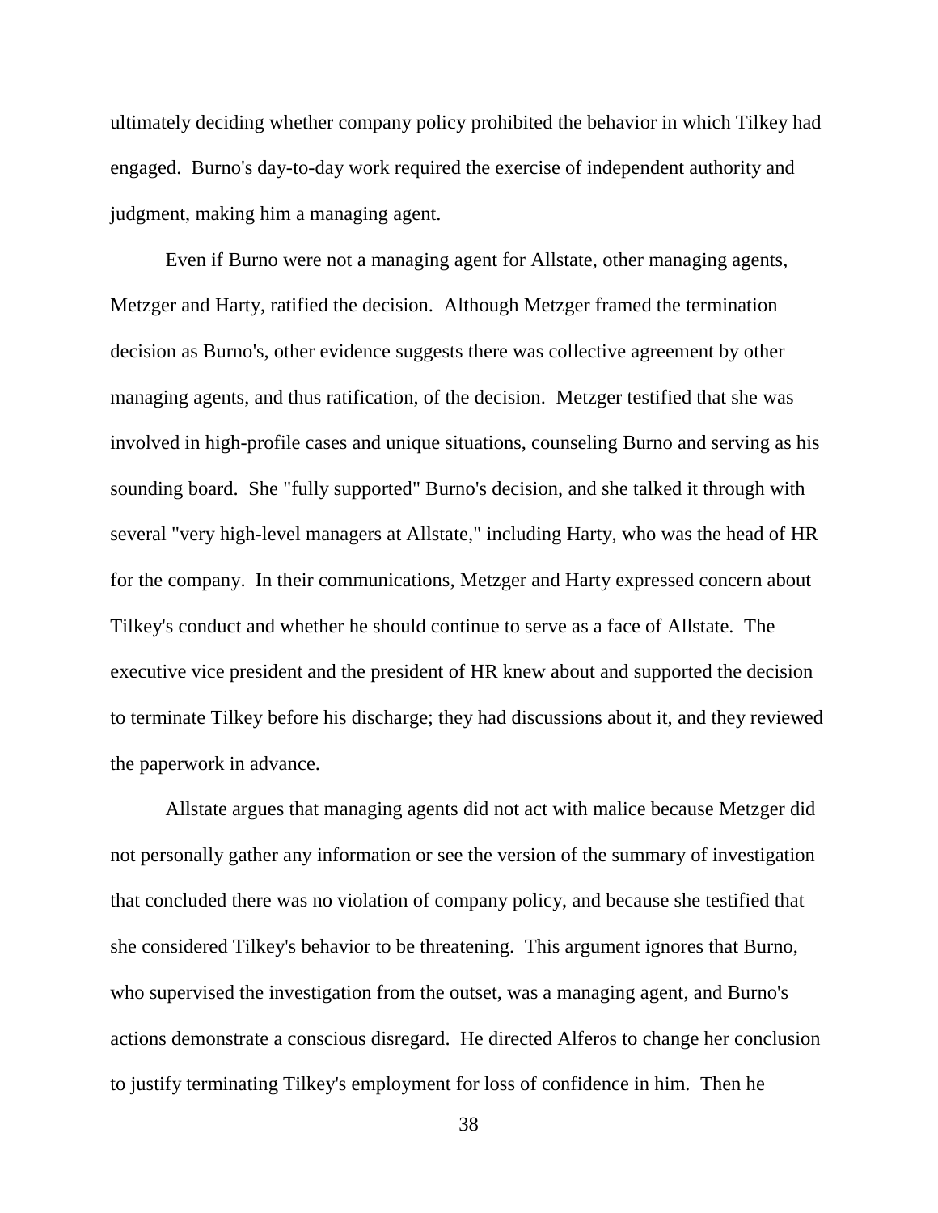ultimately deciding whether company policy prohibited the behavior in which Tilkey had engaged. Burno's day-to-day work required the exercise of independent authority and judgment, making him a managing agent.

Even if Burno were not a managing agent for Allstate, other managing agents, Metzger and Harty, ratified the decision. Although Metzger framed the termination decision as Burno's, other evidence suggests there was collective agreement by other managing agents, and thus ratification, of the decision. Metzger testified that she was involved in high-profile cases and unique situations, counseling Burno and serving as his sounding board. She "fully supported" Burno's decision, and she talked it through with several "very high-level managers at Allstate," including Harty, who was the head of HR for the company. In their communications, Metzger and Harty expressed concern about Tilkey's conduct and whether he should continue to serve as a face of Allstate. The executive vice president and the president of HR knew about and supported the decision to terminate Tilkey before his discharge; they had discussions about it, and they reviewed the paperwork in advance.

Allstate argues that managing agents did not act with malice because Metzger did not personally gather any information or see the version of the summary of investigation that concluded there was no violation of company policy, and because she testified that she considered Tilkey's behavior to be threatening. This argument ignores that Burno, who supervised the investigation from the outset, was a managing agent, and Burno's actions demonstrate a conscious disregard. He directed Alferos to change her conclusion to justify terminating Tilkey's employment for loss of confidence in him. Then he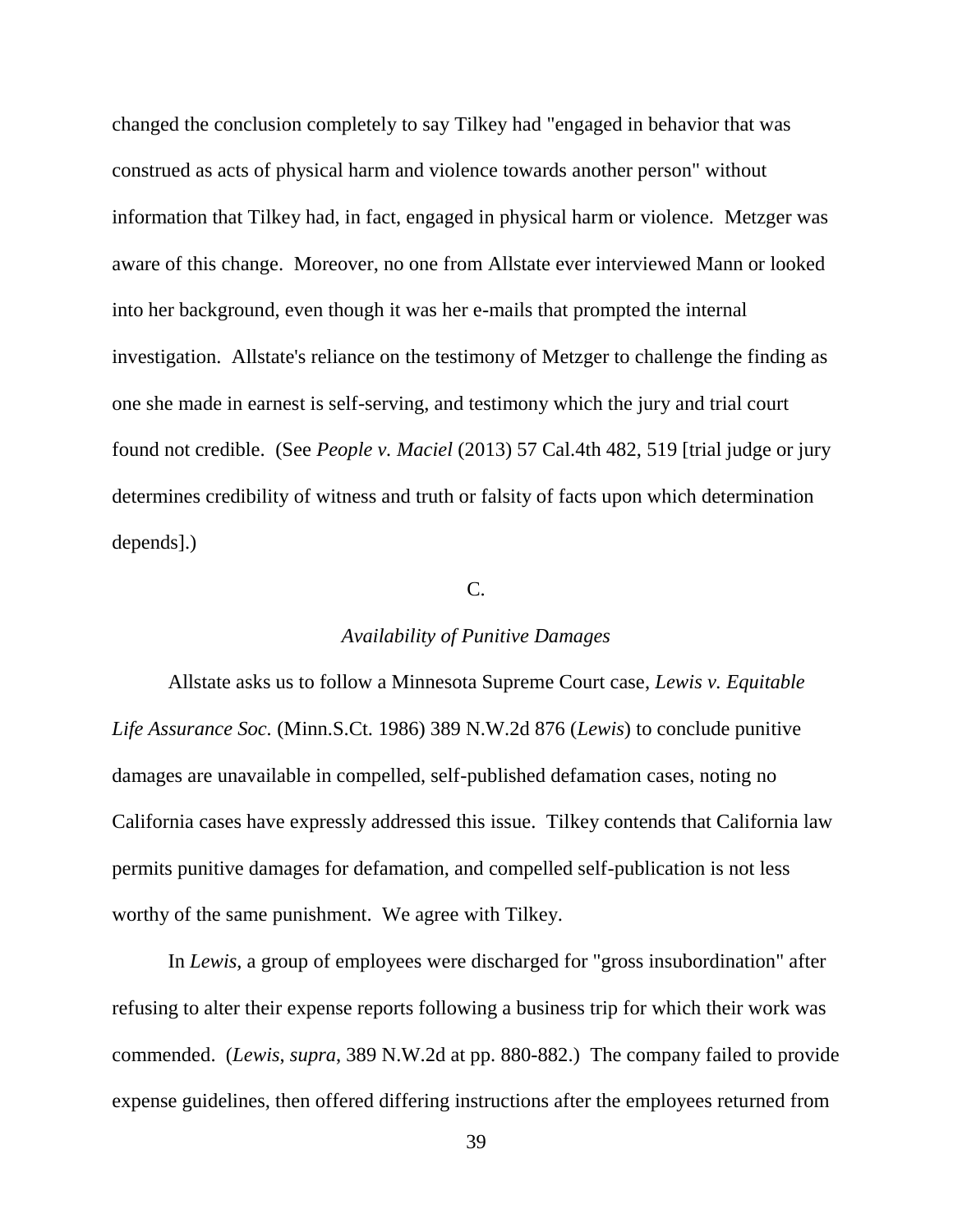changed the conclusion completely to say Tilkey had "engaged in behavior that was construed as acts of physical harm and violence towards another person" without information that Tilkey had, in fact, engaged in physical harm or violence. Metzger was aware of this change. Moreover, no one from Allstate ever interviewed Mann or looked into her background, even though it was her e-mails that prompted the internal investigation. Allstate's reliance on the testimony of Metzger to challenge the finding as one she made in earnest is self-serving, and testimony which the jury and trial court found not credible. (See *People v. Maciel* (2013) 57 Cal.4th 482, 519 [trial judge or jury determines credibility of witness and truth or falsity of facts upon which determination depends].)

C.

*Availability of Punitive Damages*

Allstate asks us to follow a Minnesota Supreme Court case, *Lewis v. Equitable Life Assurance Soc.* (Minn.S.Ct. 1986) 389 N.W.2d 876 (*Lewis*) to conclude punitive damages are unavailable in compelled, self-published defamation cases, noting no California cases have expressly addressed this issue. Tilkey contends that California law permits punitive damages for defamation, and compelled self-publication is not less worthy of the same punishment. We agree with Tilkey.

In *Lewis*, a group of employees were discharged for "gross insubordination" after refusing to alter their expense reports following a business trip for which their work was commended. (*Lewis*, *supra*, 389 N.W.2d at pp. 880-882.) The company failed to provide expense guidelines, then offered differing instructions after the employees returned from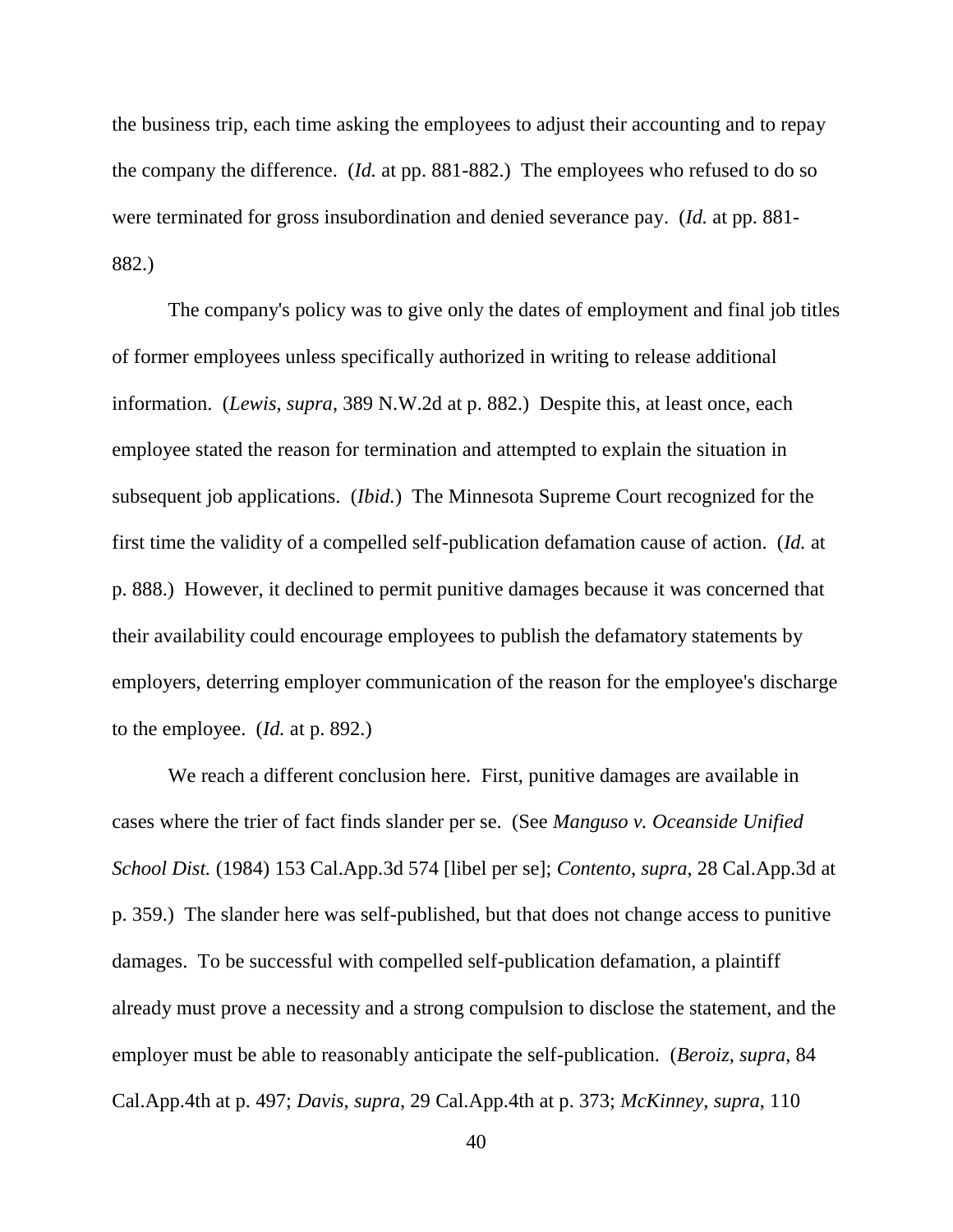the business trip, each time asking the employees to adjust their accounting and to repay the company the difference. (*Id.* at pp. 881-882.) The employees who refused to do so were terminated for gross insubordination and denied severance pay. (*Id.* at pp. 881-882.)

The company's policy was to give only the dates of employment and final job titles of former employees unless specifically authorized in writing to release additional information. (*Lewis*, *supra*, 389 N.W.2d at p. 882.) Despite this, at least once, each employee stated the reason for termination and attempted to explain the situation in subsequent job applications. (*Ibid.*) The Minnesota Supreme Court recognized for the first time the validity of a compelled self-publication defamation cause of action. (*Id.* at p. 888.) However, it declined to permit punitive damages because it was concerned that their availability could encourage employees to publish the defamatory statements by employers, deterring employer communication of the reason for the employee's discharge to the employee. (*Id.* at p. 892.)

We reach a different conclusion here. First, punitive damages are available in cases where the trier of fact finds slander per se. (See *Manguso v. Oceanside Unified School Dist.* (1984) 153 Cal.App.3d 574 [libel per se]; *Contento*, *supra*, 28 Cal.App.3d at p. 359.) The slander here was self-published, but that does not change access to punitive damages. To be successful with compelled self-publication defamation, a plaintiff already must prove a necessity and a strong compulsion to disclose the statement, and the employer must be able to reasonably anticipate the self-publication. (*Beroiz*, *supra*, 84 Cal.App.4th at p. 497; *Davis*, *supra*, 29 Cal.App.4th at p. 373; *McKinney*, *supra*, 110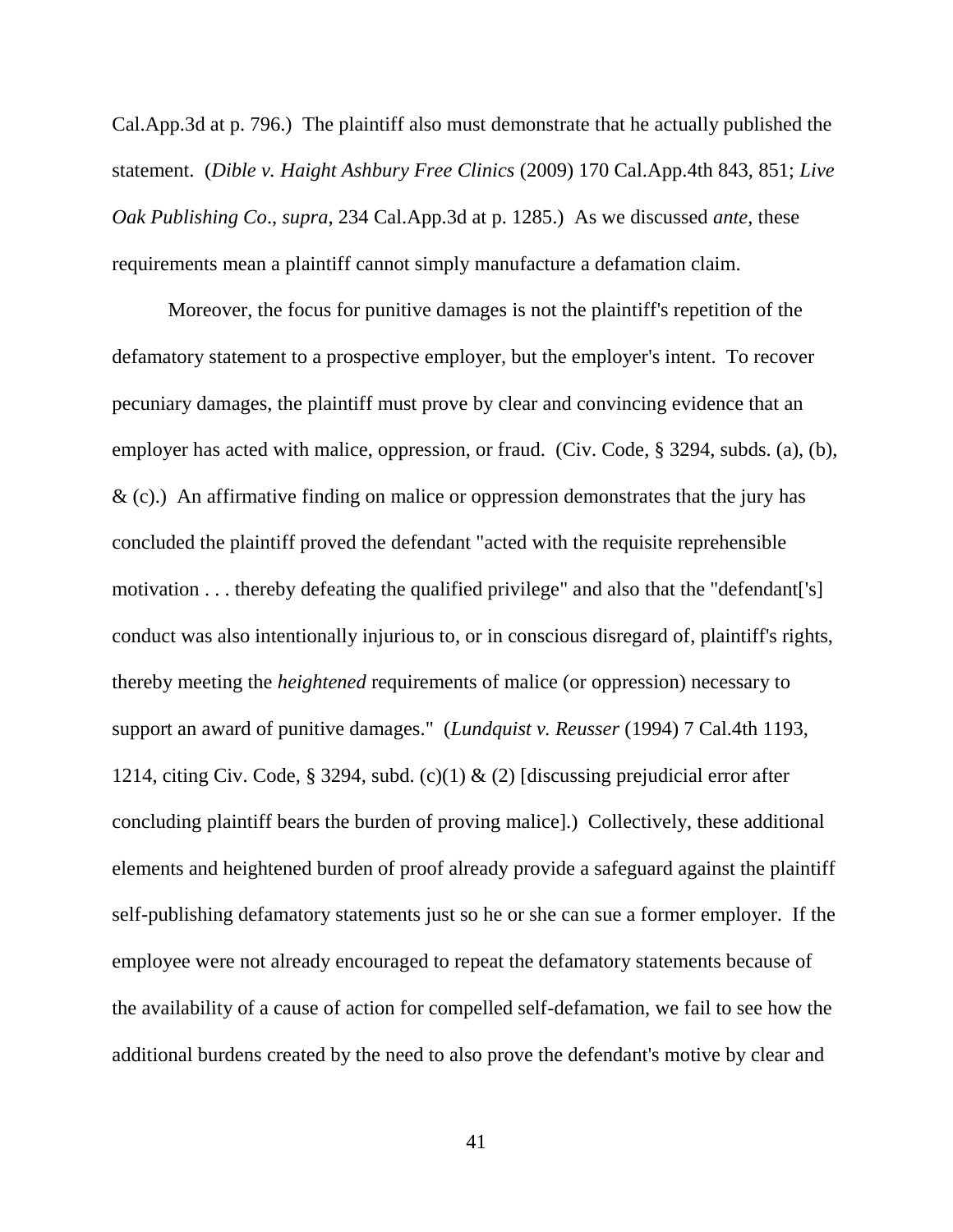Cal.App.3d at p. 796.) The plaintiff also must demonstrate that he actually published the statement. (*Dible v. Haight Ashbury Free Clinics* (2009) 170 Cal.App.4th 843, 851; *Live Oak Publishing Co*., *supra*, 234 Cal.App.3d at p. 1285.) As we discussed *ante*, these requirements mean a plaintiff cannot simply manufacture a defamation claim.

Moreover, the focus for punitive damages is not the plaintiff's repetition of the defamatory statement to a prospective employer, but the employer's intent. To recover pecuniary damages, the plaintiff must prove by clear and convincing evidence that an employer has acted with malice, oppression, or fraud. (Civ. Code, § 3294, subds. (a), (b), & (c).) An affirmative finding on malice or oppression demonstrates that the jury has concluded the plaintiff proved the defendant "acted with the requisite reprehensible motivation . . . thereby defeating the qualified privilege" and also that the "defendant['s] conduct was also intentionally injurious to, or in conscious disregard of, plaintiff's rights, thereby meeting the *heightened* requirements of malice (or oppression) necessary to support an award of punitive damages." (*Lundquist v. Reusser* (1994) 7 Cal.4th 1193, 1214, citing Civ. Code, § 3294, subd. (c)(1) & (2) [discussing prejudicial error after concluding plaintiff bears the burden of proving malice].) Collectively, these additional elements and heightened burden of proof already provide a safeguard against the plaintiff self-publishing defamatory statements just so he or she can sue a former employer. If the employee were not already encouraged to repeat the defamatory statements because of the availability of a cause of action for compelled self-defamation, we fail to see how the additional burdens created by the need to also prove the defendant's motive by clear and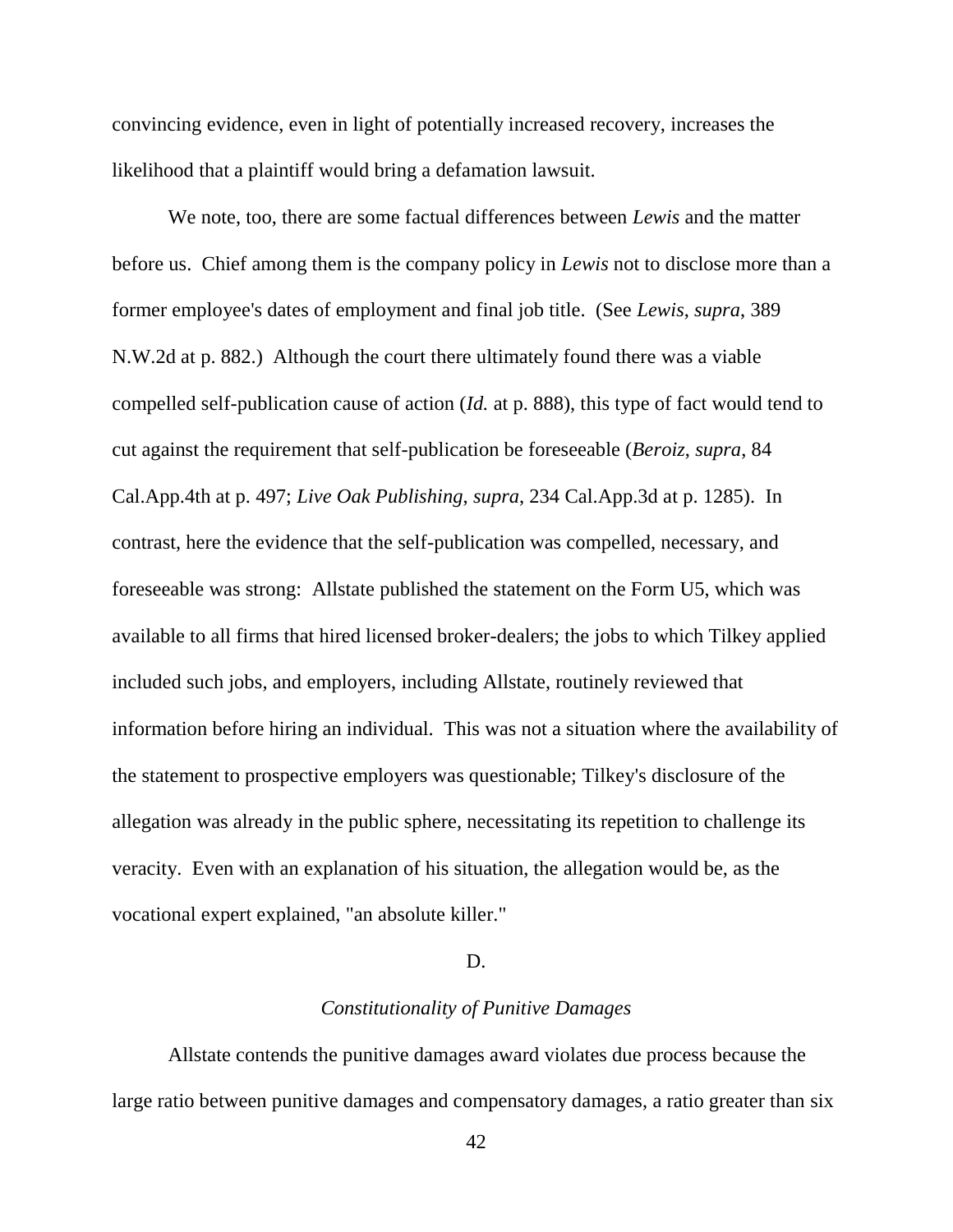convincing evidence, even in light of potentially increased recovery, increases the likelihood that a plaintiff would bring a defamation lawsuit.

We note, too, there are some factual differences between *Lewis* and the matter before us. Chief among them is the company policy in *Lewis* not to disclose more than a former employee's dates of employment and final job title. (See *Lewis*, *supra*, 389 N.W.2d at p. 882.) Although the court there ultimately found there was a viable compelled self-publication cause of action (*Id.* at p. 888), this type of fact would tend to cut against the requirement that self-publication be foreseeable (*Beroiz*, *supra*, 84 Cal.App.4th at p. 497; *Live Oak Publishing*, *supra*, 234 Cal.App.3d at p. 1285). In contrast, here the evidence that the self-publication was compelled, necessary, and foreseeable was strong: Allstate published the statement on the Form U5, which was available to all firms that hired licensed broker-dealers; the jobs to which Tilkey applied included such jobs, and employers, including Allstate, routinely reviewed that information before hiring an individual. This was not a situation where the availability of the statement to prospective employers was questionable; Tilkey's disclosure of the allegation was already in the public sphere, necessitating its repetition to challenge its veracity. Even with an explanation of his situation, the allegation would be, as the vocational expert explained, "an absolute killer."

### D.

### *Constitutionality of Punitive Damages*

Allstate contends the punitive damages award violates due process because the large ratio between punitive damages and compensatory damages, a ratio greater than six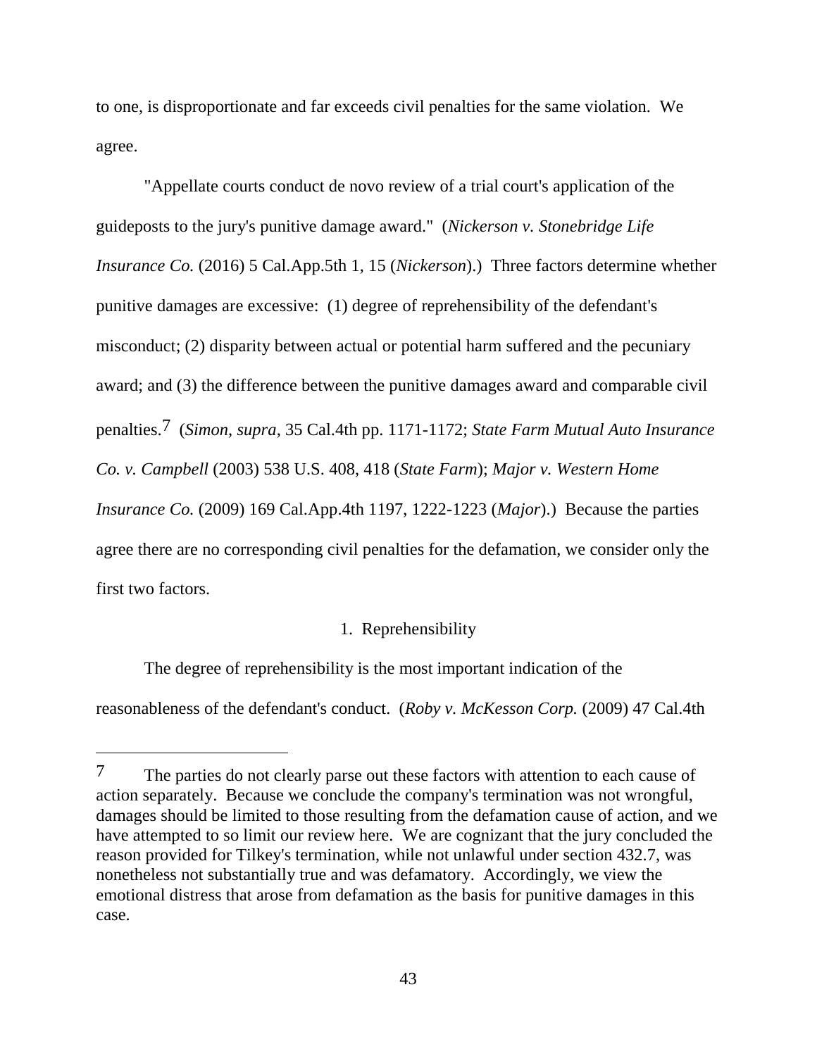to one, is disproportionate and far exceeds civil penalties for the same violation. We agree.

"Appellate courts conduct de novo review of a trial court's application of the guideposts to the jury's punitive damage award." (*Nickerson v. Stonebridge Life Insurance Co.* (2016) 5 Cal.App.5th 1, 15 (*Nickerson*).) Three factors determine whether punitive damages are excessive: (1) degree of reprehensibility of the defendant's misconduct; (2) disparity between actual or potential harm suffered and the pecuniary award; and (3) the difference between the punitive damages award and comparable civil penalties.[7] (*Simon*, *supra*, 35 Cal.4th pp. 1171-1172; *State Farm Mutual Auto Insurance Co. v. Campbell* (2003) 538 U.S. 408, 418 (*State Farm*); *Major v. Western Home Insurance Co.* (2009) 169 Cal.App.4th 1197, 1222-1223 (*Major*).) Because the parties agree there are no corresponding civil penalties for the defamation, we consider only the first two factors.

1. Reprehensibility

The degree of reprehensibility is the most important indication of the reasonableness of the defendant's conduct. (*Roby v. McKesson Corp.* (2009) 47 Cal.4th

---

[7] The parties do not clearly parse out these factors with attention to each cause of action separately. Because we conclude the company's termination was not wrongful, damages should be limited to those resulting from the defamation cause of action, and we have attempted to so limit our review here. We are cognizant that the jury concluded the reason provided for Tilkey's termination, while not unlawful under section 432.7, was nonetheless not substantially true and was defamatory. Accordingly, we view the emotional distress that arose from defamation as the basis for punitive damages in this case.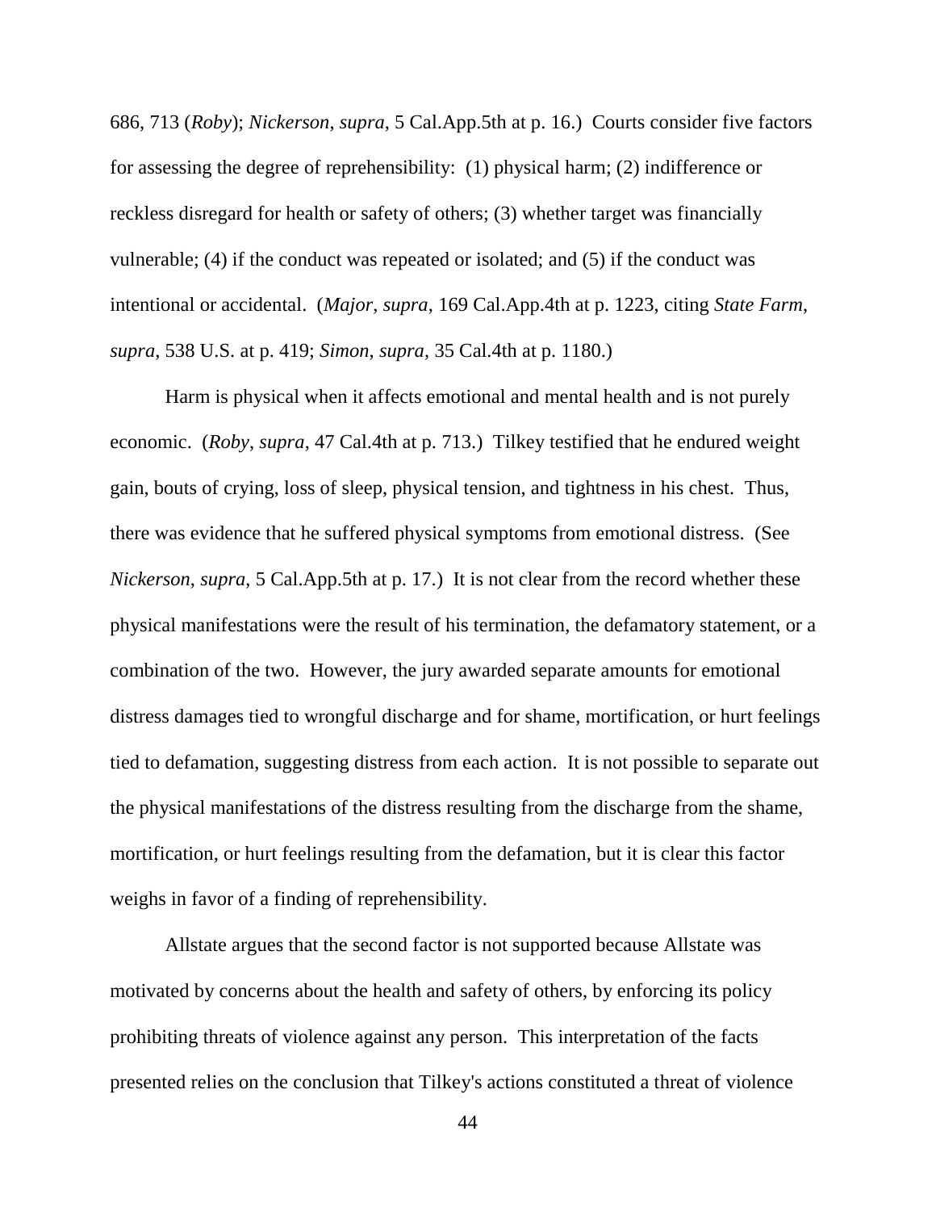686, 713 (*Roby*); *Nickerson*, *supra*, 5 Cal.App.5th at p. 16.) Courts consider five factors for assessing the degree of reprehensibility: (1) physical harm; (2) indifference or reckless disregard for health or safety of others; (3) whether target was financially vulnerable; (4) if the conduct was repeated or isolated; and (5) if the conduct was intentional or accidental. (*Major*, *supra*, 169 Cal.App.4th at p. 1223, citing *State Farm*, *supra*, 538 U.S. at p. 419; *Simon*, *supra*, 35 Cal.4th at p. 1180.)

Harm is physical when it affects emotional and mental health and is not purely economic. (*Roby*, *supra*, 47 Cal.4th at p. 713.) Tilkey testified that he endured weight gain, bouts of crying, loss of sleep, physical tension, and tightness in his chest. Thus, there was evidence that he suffered physical symptoms from emotional distress. (See *Nickerson*, *supra*, 5 Cal.App.5th at p. 17.) It is not clear from the record whether these physical manifestations were the result of his termination, the defamatory statement, or a combination of the two. However, the jury awarded separate amounts for emotional distress damages tied to wrongful discharge and for shame, mortification, or hurt feelings tied to defamation, suggesting distress from each action. It is not possible to separate out the physical manifestations of the distress resulting from the discharge from the shame, mortification, or hurt feelings resulting from the defamation, but it is clear this factor weighs in favor of a finding of reprehensibility.

Allstate argues that the second factor is not supported because Allstate was motivated by concerns about the health and safety of others, by enforcing its policy prohibiting threats of violence against any person. This interpretation of the facts presented relies on the conclusion that Tilkey's actions constituted a threat of violence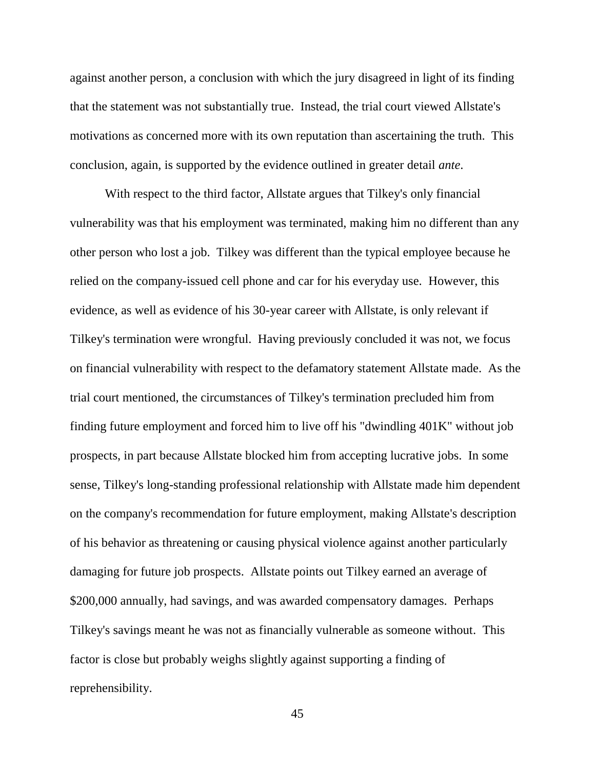against another person, a conclusion with which the jury disagreed in light of its finding that the statement was not substantially true. Instead, the trial court viewed Allstate's motivations as concerned more with its own reputation than ascertaining the truth. This conclusion, again, is supported by the evidence outlined in greater detail *ante*.

With respect to the third factor, Allstate argues that Tilkey's only financial vulnerability was that his employment was terminated, making him no different than any other person who lost a job. Tilkey was different than the typical employee because he relied on the company-issued cell phone and car for his everyday use. However, this evidence, as well as evidence of his 30-year career with Allstate, is only relevant if Tilkey's termination were wrongful. Having previously concluded it was not, we focus on financial vulnerability with respect to the defamatory statement Allstate made. As the trial court mentioned, the circumstances of Tilkey's termination precluded him from finding future employment and forced him to live off his "dwindling 401K" without job prospects, in part because Allstate blocked him from accepting lucrative jobs. In some sense, Tilkey's long-standing professional relationship with Allstate made him dependent on the company's recommendation for future employment, making Allstate's description of his behavior as threatening or causing physical violence against another particularly damaging for future job prospects. Allstate points out Tilkey earned an average of $200,000 annually, had savings, and was awarded compensatory damages. Perhaps Tilkey's savings meant he was not as financially vulnerable as someone without. This factor is close but probably weighs slightly against supporting a finding of reprehensibility.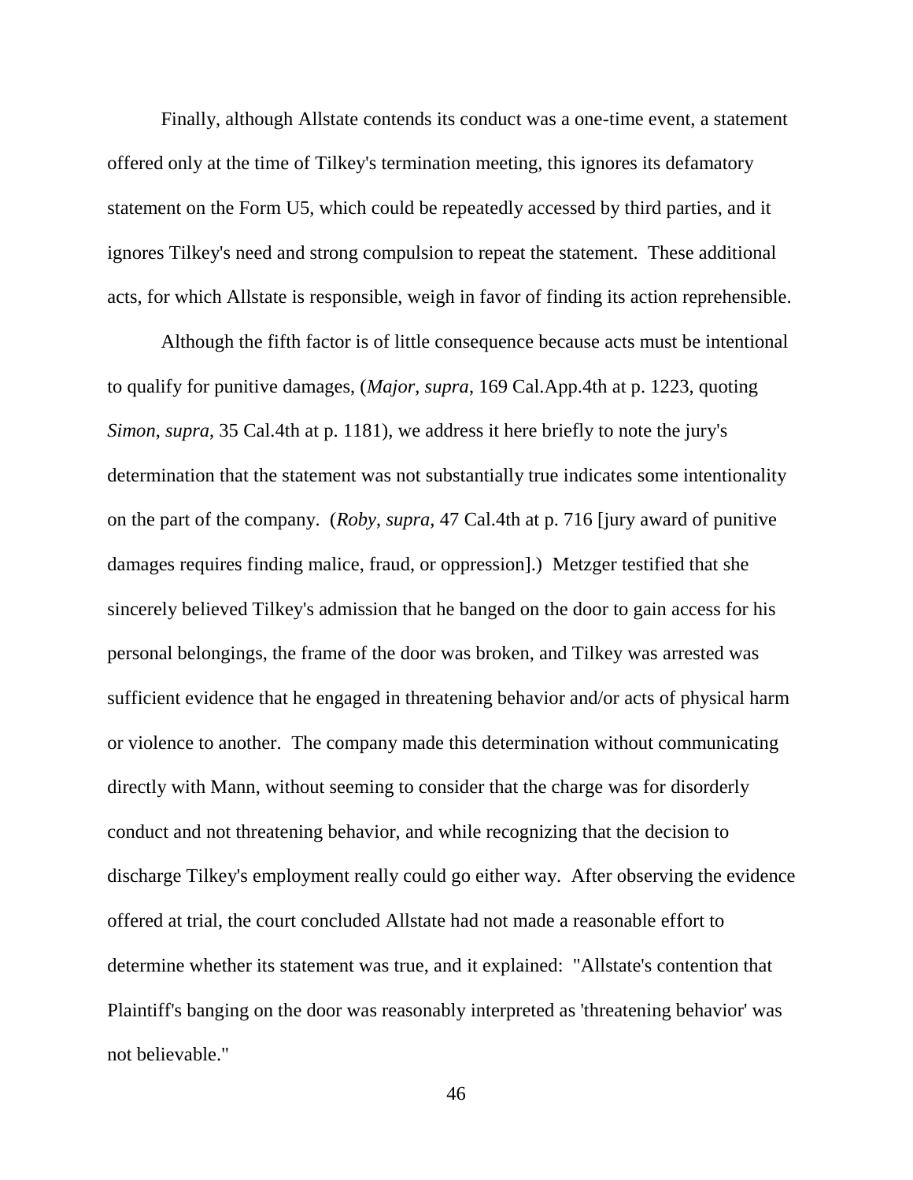Finally, although Allstate contends its conduct was a one-time event, a statement offered only at the time of Tilkey's termination meeting, this ignores its defamatory statement on the Form U5, which could be repeatedly accessed by third parties, and it ignores Tilkey's need and strong compulsion to repeat the statement. These additional acts, for which Allstate is responsible, weigh in favor of finding its action reprehensible.

Although the fifth factor is of little consequence because acts must be intentional to qualify for punitive damages, (*Major*, *supra*, 169 Cal.App.4th at p. 1223, quoting *Simon*, *supra*, 35 Cal.4th at p. 1181), we address it here briefly to note the jury's determination that the statement was not substantially true indicates some intentionality on the part of the company. (*Roby*, *supra*, 47 Cal.4th at p. 716 [jury award of punitive damages requires finding malice, fraud, or oppression].) Metzger testified that she sincerely believed Tilkey's admission that he banged on the door to gain access for his personal belongings, the frame of the door was broken, and Tilkey was arrested was sufficient evidence that he engaged in threatening behavior and/or acts of physical harm or violence to another. The company made this determination without communicating directly with Mann, without seeming to consider that the charge was for disorderly conduct and not threatening behavior, and while recognizing that the decision to discharge Tilkey's employment really could go either way. After observing the evidence offered at trial, the court concluded Allstate had not made a reasonable effort to determine whether its statement was true, and it explained: "Allstate's contention that Plaintiff's banging on the door was reasonably interpreted as 'threatening behavior' was not believable."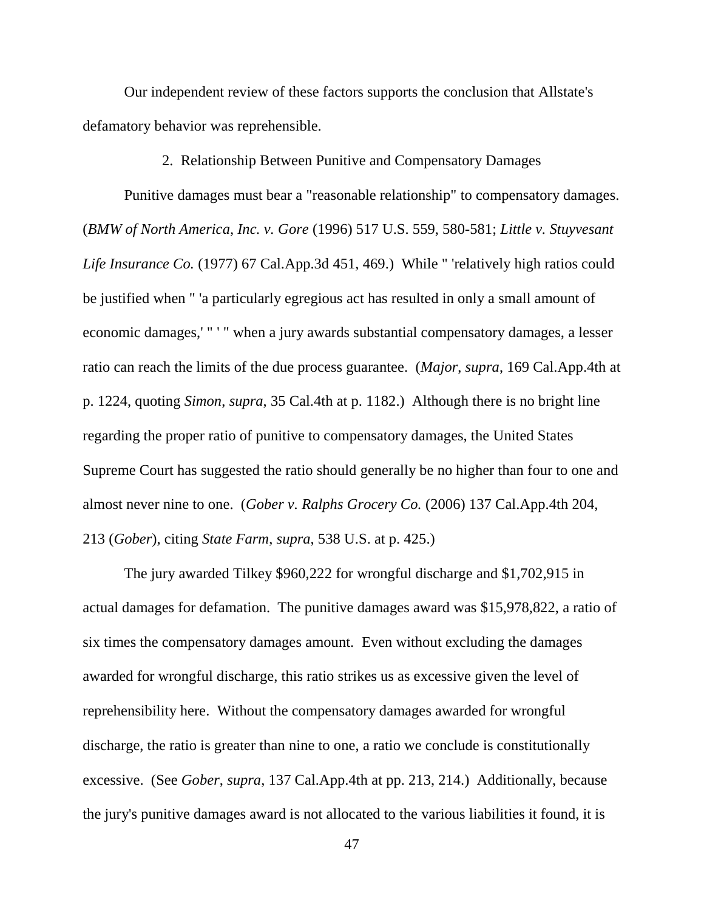Our independent review of these factors supports the conclusion that Allstate's defamatory behavior was reprehensible.

### 2. Relationship Between Punitive and Compensatory Damages

Punitive damages must bear a "reasonable relationship" to compensatory damages. (*BMW of North America, Inc. v. Gore* (1996) 517 U.S. 559, 580-581; *Little v. Stuyvesant Life Insurance Co.* (1977) 67 Cal.App.3d 451, 469.) While " 'relatively high ratios could be justified when " 'a particularly egregious act has resulted in only a small amount of economic damages,' " ' " when a jury awards substantial compensatory damages, a lesser ratio can reach the limits of the due process guarantee. (*Major*, *supra*, 169 Cal.App.4th at p. 1224, quoting *Simon*, *supra*, 35 Cal.4th at p. 1182.) Although there is no bright line regarding the proper ratio of punitive to compensatory damages, the United States Supreme Court has suggested the ratio should generally be no higher than four to one and almost never nine to one. (*Gober v. Ralphs Grocery Co.* (2006) 137 Cal.App.4th 204, 213 (*Gober*), citing *State Farm*, *supra*, 538 U.S. at p. 425.)

The jury awarded Tilkey $960,222 for wrongful discharge and $1,702,915 in actual damages for defamation. The punitive damages award was $15,978,822, a ratio of six times the compensatory damages amount. Even without excluding the damages awarded for wrongful discharge, this ratio strikes us as excessive given the level of reprehensibility here. Without the compensatory damages awarded for wrongful discharge, the ratio is greater than nine to one, a ratio we conclude is constitutionally excessive. (See *Gober*, *supra*, 137 Cal.App.4th at pp. 213, 214.) Additionally, because the jury's punitive damages award is not allocated to the various liabilities it found, it is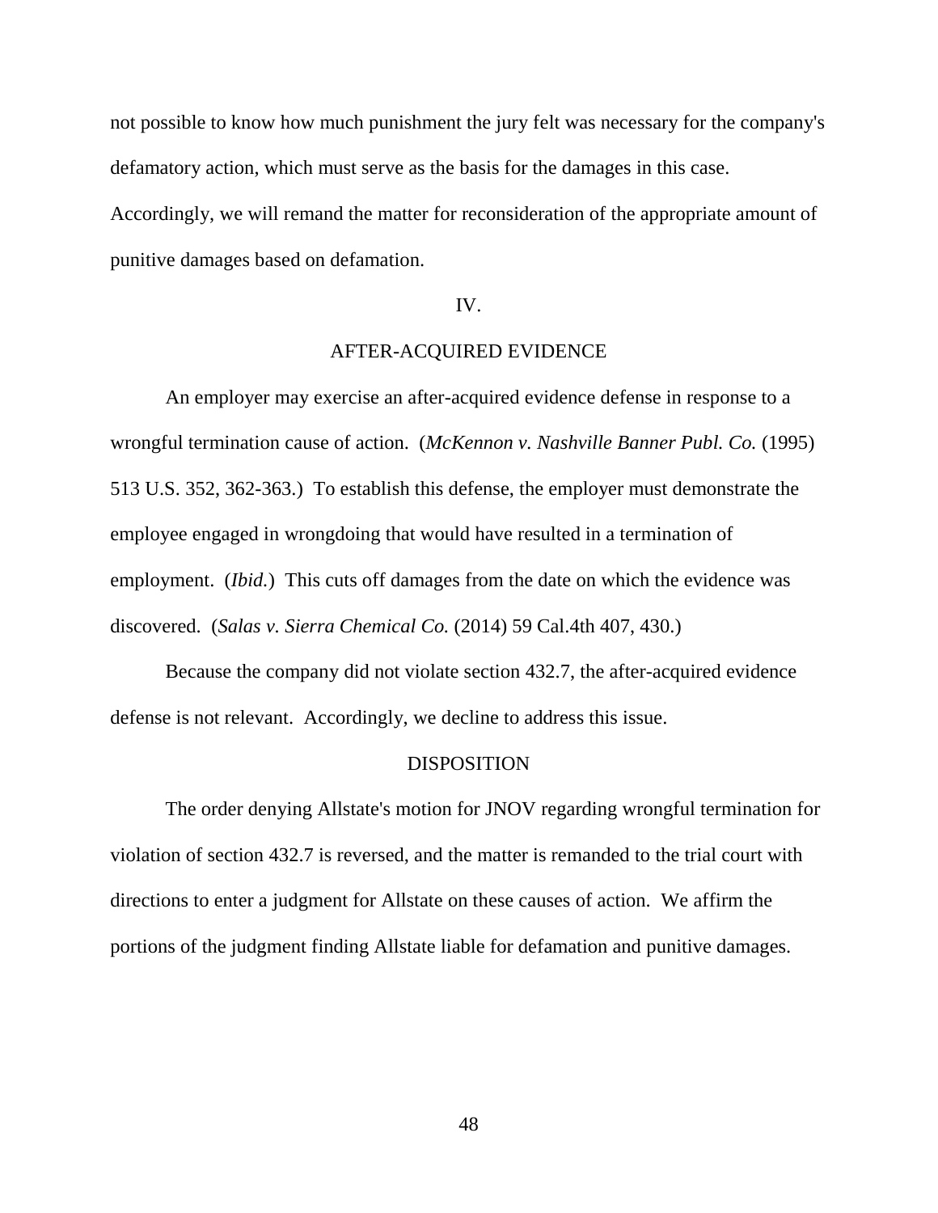not possible to know how much punishment the jury felt was necessary for the company's defamatory action, which must serve as the basis for the damages in this case. Accordingly, we will remand the matter for reconsideration of the appropriate amount of punitive damages based on defamation.

## IV.

## AFTER-ACQUIRED EVIDENCE

An employer may exercise an after-acquired evidence defense in response to a wrongful termination cause of action. (*McKennon v. Nashville Banner Publ. Co.* (1995) 513 U.S. 352, 362-363.) To establish this defense, the employer must demonstrate the employee engaged in wrongdoing that would have resulted in a termination of employment. (*Ibid.*) This cuts off damages from the date on which the evidence was discovered. (*Salas v. Sierra Chemical Co.* (2014) 59 Cal.4th 407, 430.)

Because the company did not violate section 432.7, the after-acquired evidence defense is not relevant. Accordingly, we decline to address this issue.

## DISPOSITION

The order denying Allstate's motion for JNOV regarding wrongful termination for violation of section 432.7 is reversed, and the matter is remanded to the trial court with directions to enter a judgment for Allstate on these causes of action. We affirm the portions of the judgment finding Allstate liable for defamation and punitive damages.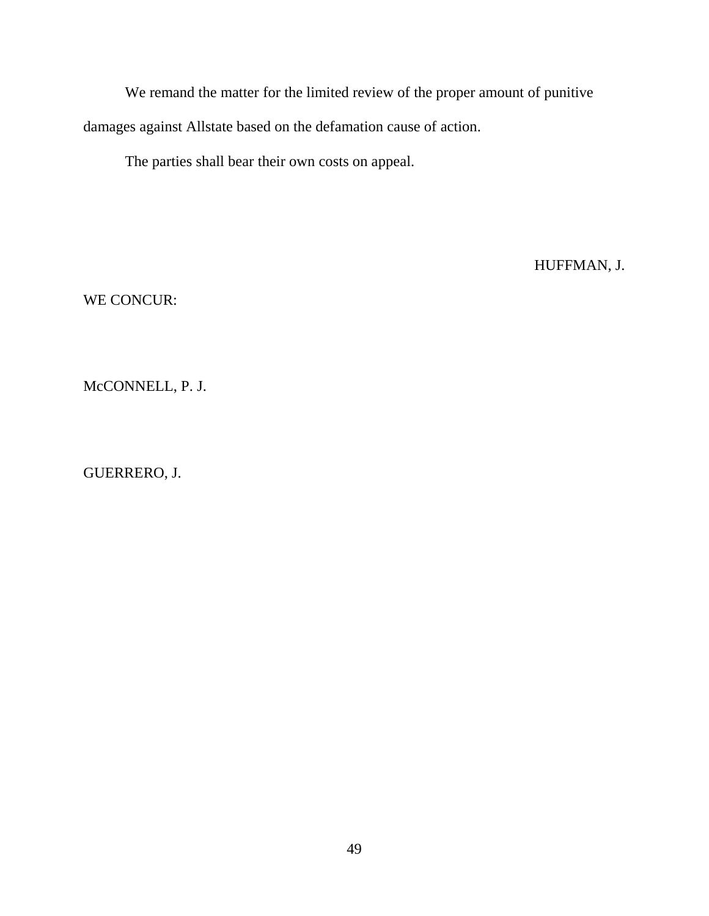We remand the matter for the limited review of the proper amount of punitive damages against Allstate based on the defamation cause of action.

The parties shall bear their own costs on appeal.

HUFFMAN, J.

WE CONCUR:

McCONNELL, P. J.

GUERRERO, J.